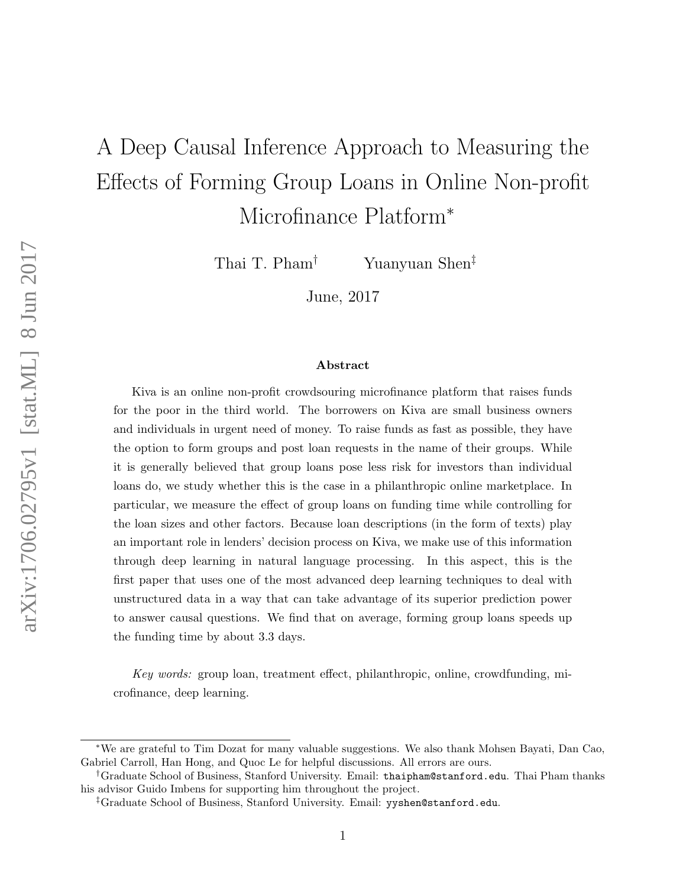# A Deep Causal Inference Approach to Measuring the Effects of Forming Group Loans in Online Non-profit Microfinance Platform[*]

Thai T. Pham[†] Yuanyuan Shen[‡]

June, 2017

### Abstract

Kiva is an online non-profit crowdsouring microfinance platform that raises funds for the poor in the third world. The borrowers on Kiva are small business owners and individuals in urgent need of money. To raise funds as fast as possible, they have the option to form groups and post loan requests in the name of their groups. While it is generally believed that group loans pose less risk for investors than individual loans do, we study whether this is the case in a philanthropic online marketplace. In particular, we measure the effect of group loans on funding time while controlling for the loan sizes and other factors. Because loan descriptions (in the form of texts) play an important role in lenders' decision process on Kiva, we make use of this information through deep learning in natural language processing. In this aspect, this is the first paper that uses one of the most advanced deep learning techniques to deal with unstructured data in a way that can take advantage of its superior prediction power to answer causal questions. We find that on average, forming group loans speeds up the funding time by about 3.3 days.

*Key words:* group loan, treatment effect, philanthropic, online, crowdfunding, microfinance, deep learning.

---

[*] We are grateful to Tim Dozat for many valuable suggestions. We also thank Mohsen Bayati, Dan Cao, Gabriel Carroll, Han Hong, and Quoc Le for helpful discussions. All errors are ours.

[†] Graduate School of Business, Stanford University. Email: thaipham@stanford.edu. Thai Pham thanks his advisor Guido Imbens for supporting him throughout the project.

[‡] Graduate School of Business, Stanford University. Email: yyshen@stanford.edu.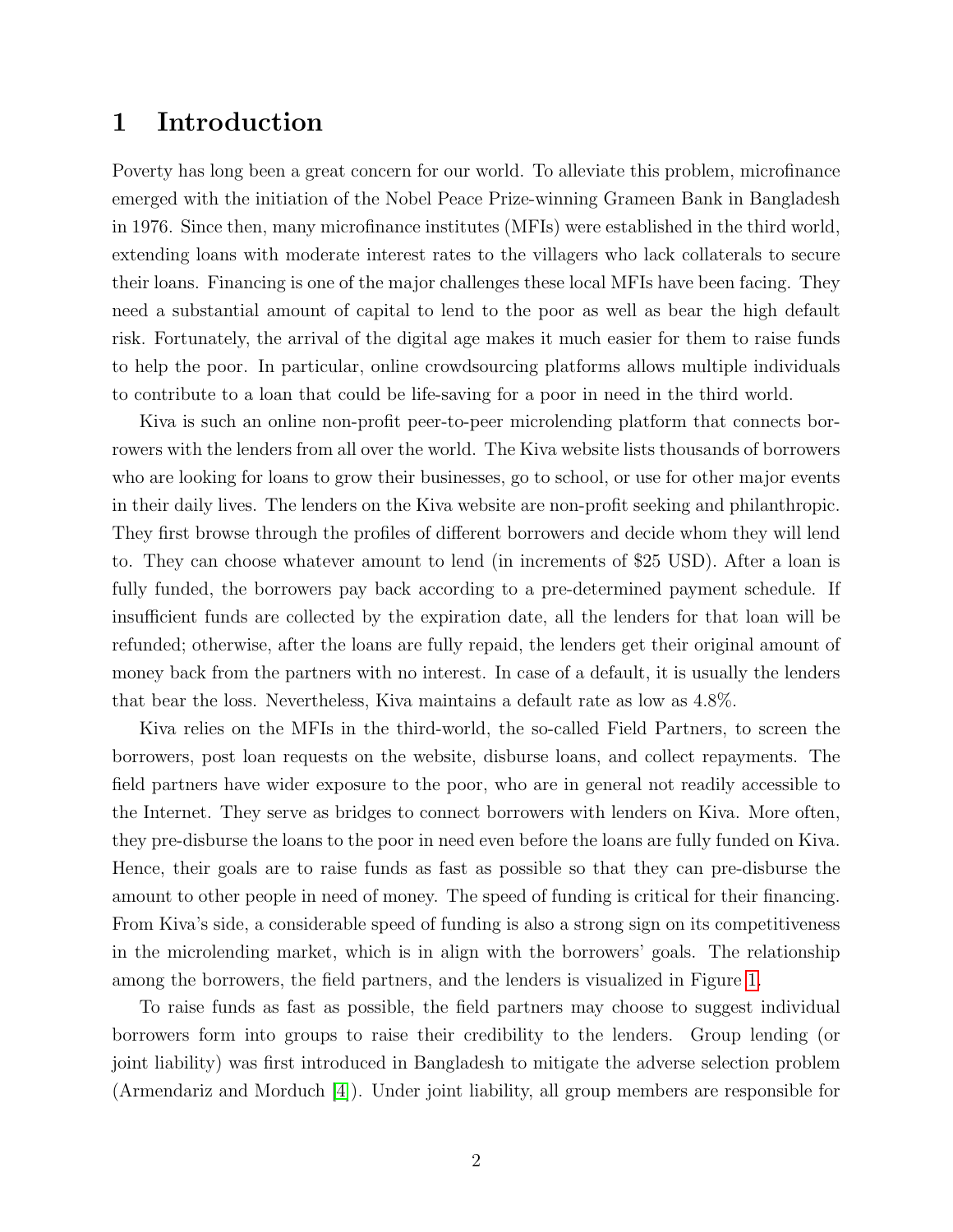# 1 Introduction

Poverty has long been a great concern for our world. To alleviate this problem, microfinance emerged with the initiation of the Nobel Peace Prize-winning Grameen Bank in Bangladesh in 1976. Since then, many microfinance institutes (MFIs) were established in the third world, extending loans with moderate interest rates to the villagers who lack collaterals to secure their loans. Financing is one of the major challenges these local MFIs have been facing. They need a substantial amount of capital to lend to the poor as well as bear the high default risk. Fortunately, the arrival of the digital age makes it much easier for them to raise funds to help the poor. In particular, online crowdsourcing platforms allows multiple individuals to contribute to a loan that could be life-saving for a poor in need in the third world.

Kiva is such an online non-profit peer-to-peer microlending platform that connects borrowers with the lenders from all over the world. The Kiva website lists thousands of borrowers who are looking for loans to grow their businesses, go to school, or use for other major events in their daily lives. The lenders on the Kiva website are non-profit seeking and philanthropic. They first browse through the profiles of different borrowers and decide whom they will lend to. They can choose whatever amount to lend (in increments of $25 USD). After a loan is fully funded, the borrowers pay back according to a pre-determined payment schedule. If insufficient funds are collected by the expiration date, all the lenders for that loan will be refunded; otherwise, after the loans are fully repaid, the lenders get their original amount of money back from the partners with no interest. In case of a default, it is usually the lenders that bear the loss. Nevertheless, Kiva maintains a default rate as low as 4.8%.

Kiva relies on the MFIs in the third-world, the so-called Field Partners, to screen the borrowers, post loan requests on the website, disburse loans, and collect repayments. The field partners have wider exposure to the poor, who are in general not readily accessible to the Internet. They serve as bridges to connect borrowers with lenders on Kiva. More often, they pre-disburse the loans to the poor in need even before the loans are fully funded on Kiva. Hence, their goals are to raise funds as fast as possible so that they can pre-disburse the amount to other people in need of money. The speed of funding is critical for their financing. From Kiva's side, a considerable speed of funding is also a strong sign on its competitiveness in the microlending market, which is in align with the borrowers' goals. The relationship among the borrowers, the field partners, and the lenders is visualized in Figure 1.

To raise funds as fast as possible, the field partners may choose to suggest individual borrowers form into groups to raise their credibility to the lenders. Group lending (or joint liability) was first introduced in Bangladesh to mitigate the adverse selection problem (Armendariz and Morduch [4]). Under joint liability, all group members are responsible for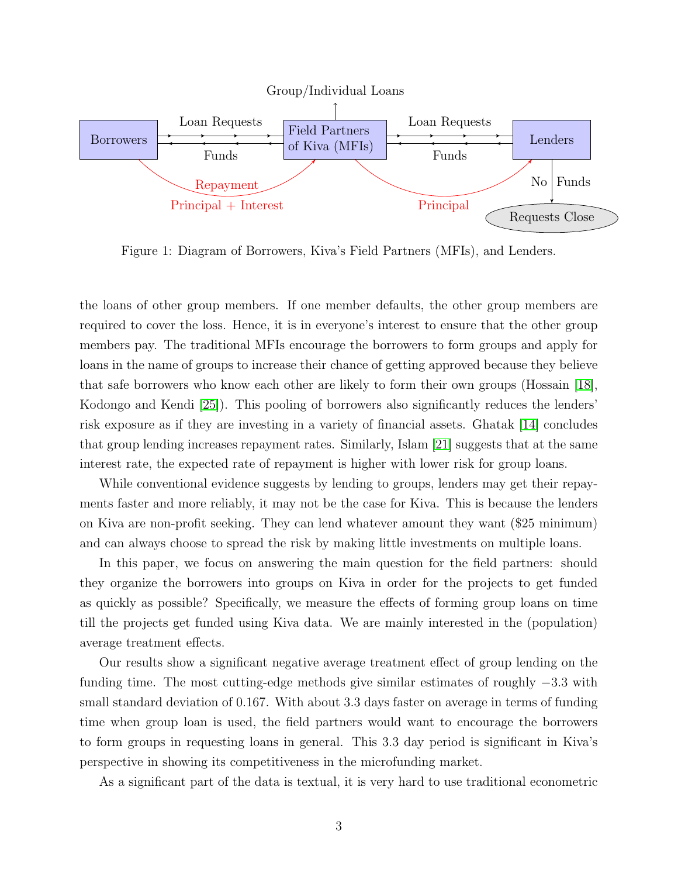Figure 1: Diagram of Borrowers, Kiva's Field Partners (MFIs), and Lenders.

the loans of other group members. If one member defaults, the other group members are required to cover the loss. Hence, it is in everyone's interest to ensure that the other group members pay. The traditional MFIs encourage the borrowers to form groups and apply for loans in the name of groups to increase their chance of getting approved because they believe that safe borrowers who know each other are likely to form their own groups (Hossain [18], Kodongo and Kendi [25]). This pooling of borrowers also significantly reduces the lenders' risk exposure as if they are investing in a variety of financial assets. Ghatak [14] concludes that group lending increases repayment rates. Similarly, Islam [21] suggests that at the same interest rate, the expected rate of repayment is higher with lower risk for group loans.

While conventional evidence suggests by lending to groups, lenders may get their repayments faster and more reliably, it may not be the case for Kiva. This is because the lenders on Kiva are non-profit seeking. They can lend whatever amount they want ($25 minimum) and can always choose to spread the risk by making little investments on multiple loans.

In this paper, we focus on answering the main question for the field partners: should they organize the borrowers into groups on Kiva in order for the projects to get funded as quickly as possible? Specifically, we measure the effects of forming group loans on time till the projects get funded using Kiva data. We are mainly interested in the (population) average treatment effects.

Our results show a significant negative average treatment effect of group lending on the funding time. The most cutting-edge methods give similar estimates of roughly $-3.3$ with small standard deviation of 0.167. With about 3.3 days faster on average in terms of funding time when group loan is used, the field partners would want to encourage the borrowers to form groups in requesting loans in general. This 3.3 day period is significant in Kiva's perspective in showing its competitiveness in the microfunding market.

As a significant part of the data is textual, it is very hard to use traditional econometric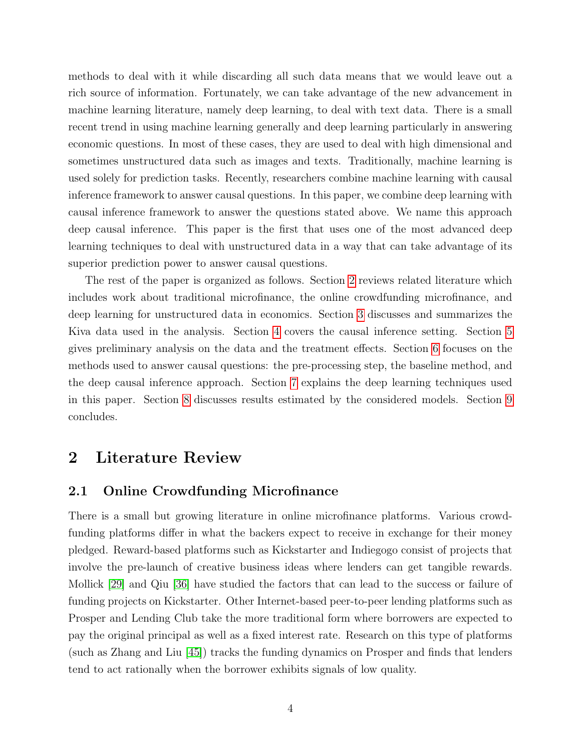methods to deal with it while discarding all such data means that we would leave out a rich source of information. Fortunately, we can take advantage of the new advancement in machine learning literature, namely deep learning, to deal with text data. There is a small recent trend in using machine learning generally and deep learning particularly in answering economic questions. In most of these cases, they are used to deal with high dimensional and sometimes unstructured data such as images and texts. Traditionally, machine learning is used solely for prediction tasks. Recently, researchers combine machine learning with causal inference framework to answer causal questions. In this paper, we combine deep learning with causal inference framework to answer the questions stated above. We name this approach deep causal inference. This paper is the first that uses one of the most advanced deep learning techniques to deal with unstructured data in a way that can take advantage of its superior prediction power to answer causal questions.

The rest of the paper is organized as follows. Section 2 reviews related literature which includes work about traditional microfinance, the online crowdfunding microfinance, and deep learning for unstructured data in economics. Section 3 discusses and summarizes the Kiva data used in the analysis. Section 4 covers the causal inference setting. Section 5 gives preliminary analysis on the data and the treatment effects. Section 6 focuses on the methods used to answer causal questions: the pre-processing step, the baseline method, and the deep causal inference approach. Section 7 explains the deep learning techniques used in this paper. Section 8 discusses results estimated by the considered models. Section 9 concludes.

## 2 Literature Review

### 2.1 Online Crowdfunding Microfinance

There is a small but growing literature in online microfinance platforms. Various crowdfunding platforms differ in what the backers expect to receive in exchange for their money pledged. Reward-based platforms such as Kickstarter and Indiegogo consist of projects that involve the pre-launch of creative business ideas where lenders can get tangible rewards. Mollick [29] and Qiu [36] have studied the factors that can lead to the success or failure of funding projects on Kickstarter. Other Internet-based peer-to-peer lending platforms such as Prosper and Lending Club take the more traditional form where borrowers are expected to pay the original principal as well as a fixed interest rate. Research on this type of platforms (such as Zhang and Liu [45]) tracks the funding dynamics on Prosper and finds that lenders tend to act rationally when the borrower exhibits signals of low quality.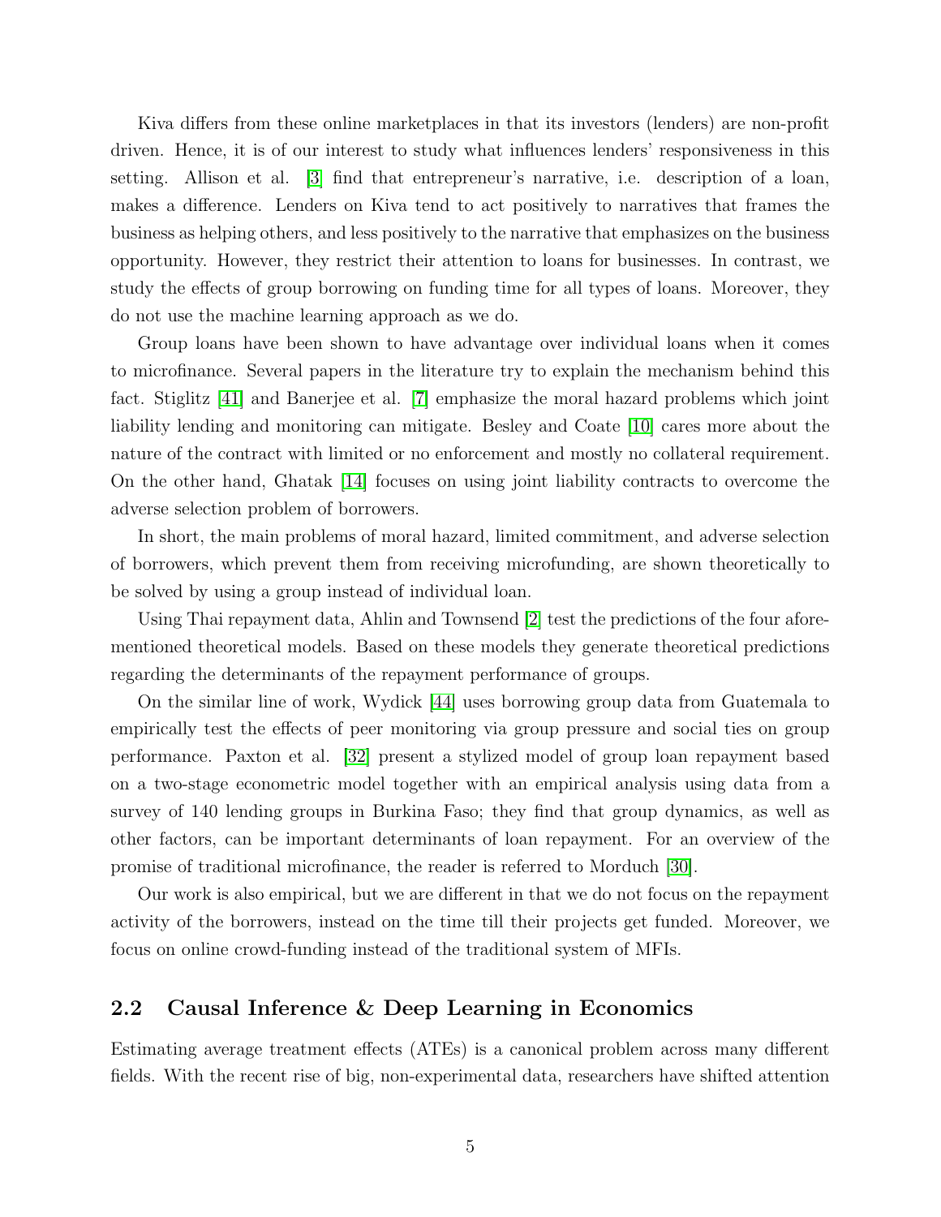Kiva differs from these online marketplaces in that its investors (lenders) are non-profit driven. Hence, it is of our interest to study what influences lenders' responsiveness in this setting. Allison et al. [3] find that entrepreneur's narrative, i.e. description of a loan, makes a difference. Lenders on Kiva tend to act positively to narratives that frames the business as helping others, and less positively to the narrative that emphasizes on the business opportunity. However, they restrict their attention to loans for businesses. In contrast, we study the effects of group borrowing on funding time for all types of loans. Moreover, they do not use the machine learning approach as we do.

Group loans have been shown to have advantage over individual loans when it comes to microfinance. Several papers in the literature try to explain the mechanism behind this fact. Stiglitz [41] and Banerjee et al. [7] emphasize the moral hazard problems which joint liability lending and monitoring can mitigate. Besley and Coate [10] cares more about the nature of the contract with limited or no enforcement and mostly no collateral requirement. On the other hand, Ghatak [14] focuses on using joint liability contracts to overcome the adverse selection problem of borrowers.

In short, the main problems of moral hazard, limited commitment, and adverse selection of borrowers, which prevent them from receiving microfunding, are shown theoretically to be solved by using a group instead of individual loan.

Using Thai repayment data, Ahlin and Townsend [2] test the predictions of the four aforementioned theoretical models. Based on these models they generate theoretical predictions regarding the determinants of the repayment performance of groups.

On the similar line of work, Wydick [44] uses borrowing group data from Guatemala to empirically test the effects of peer monitoring via group pressure and social ties on group performance. Paxton et al. [32] present a stylized model of group loan repayment based on a two-stage econometric model together with an empirical analysis using data from a survey of 140 lending groups in Burkina Faso; they find that group dynamics, as well as other factors, can be important determinants of loan repayment. For an overview of the promise of traditional microfinance, the reader is referred to Morduch [30].

Our work is also empirical, but we are different in that we do not focus on the repayment activity of the borrowers, instead on the time till their projects get funded. Moreover, we focus on online crowd-funding instead of the traditional system of MFIs.

## 2.2 Causal Inference & Deep Learning in Economics

Estimating average treatment effects (ATEs) is a canonical problem across many different fields. With the recent rise of big, non-experimental data, researchers have shifted attention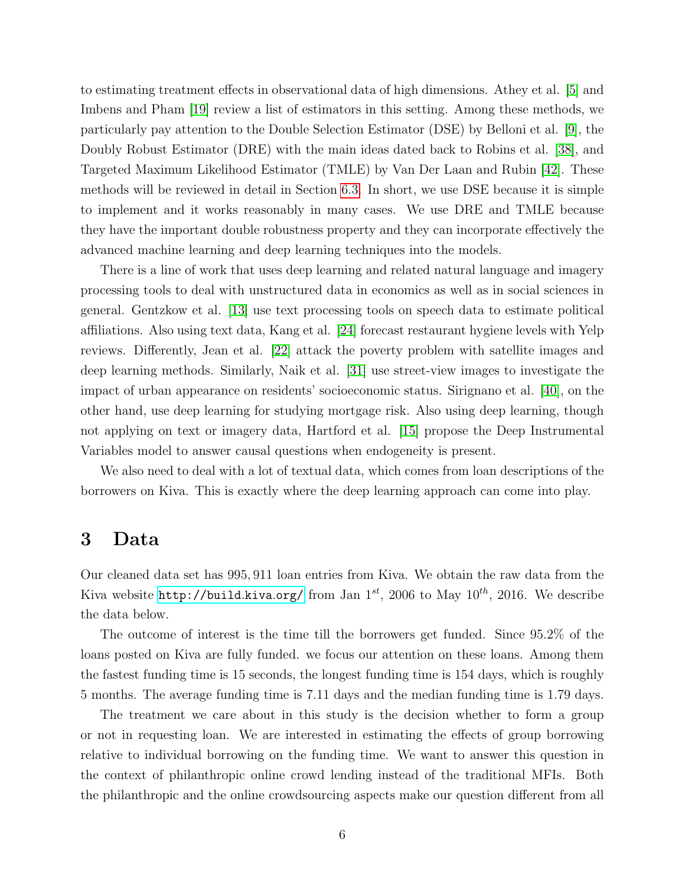to estimating treatment effects in observational data of high dimensions. Athey et al. [5] and Imbens and Pham [19] review a list of estimators in this setting. Among these methods, we particularly pay attention to the Double Selection Estimator (DSE) by Belloni et al. [9], the Doubly Robust Estimator (DRE) with the main ideas dated back to Robins et al. [38], and Targeted Maximum Likelihood Estimator (TMLE) by Van Der Laan and Rubin [42]. These methods will be reviewed in detail in Section 6.3. In short, we use DSE because it is simple to implement and it works reasonably in many cases. We use DRE and TMLE because they have the important double robustness property and they can incorporate effectively the advanced machine learning and deep learning techniques into the models.

There is a line of work that uses deep learning and related natural language and imagery processing tools to deal with unstructured data in economics as well as in social sciences in general. Gentzkow et al. [13] use text processing tools on speech data to estimate political affiliations. Also using text data, Kang et al. [24] forecast restaurant hygiene levels with Yelp reviews. Differently, Jean et al. [22] attack the poverty problem with satellite images and deep learning methods. Similarly, Naik et al. [31] use street-view images to investigate the impact of urban appearance on residents' socioeconomic status. Sirignano et al. [40], on the other hand, use deep learning for studying mortgage risk. Also using deep learning, though not applying on text or imagery data, Hartford et al. [15] propose the Deep Instrumental Variables model to answer causal questions when endogeneity is present.

We also need to deal with a lot of textual data, which comes from loan descriptions of the borrowers on Kiva. This is exactly where the deep learning approach can come into play.

# 3 Data

Our cleaned data set has 995,911 loan entries from Kiva. We obtain the raw data from the Kiva website http://build.kiva.org/ from Jan $1^{st}$, 2006 to May $10^{th}$, 2016. We describe the data below.

The outcome of interest is the time till the borrowers get funded. Since 95.2% of the loans posted on Kiva are fully funded. we focus our attention on these loans. Among them the fastest funding time is 15 seconds, the longest funding time is 154 days, which is roughly 5 months. The average funding time is 7.11 days and the median funding time is 1.79 days.

The treatment we care about in this study is the decision whether to form a group or not in requesting loan. We are interested in estimating the effects of group borrowing relative to individual borrowing on the funding time. We want to answer this question in the context of philanthropic online crowd lending instead of the traditional MFIs. Both the philanthropic and the online crowdsourcing aspects make our question different from all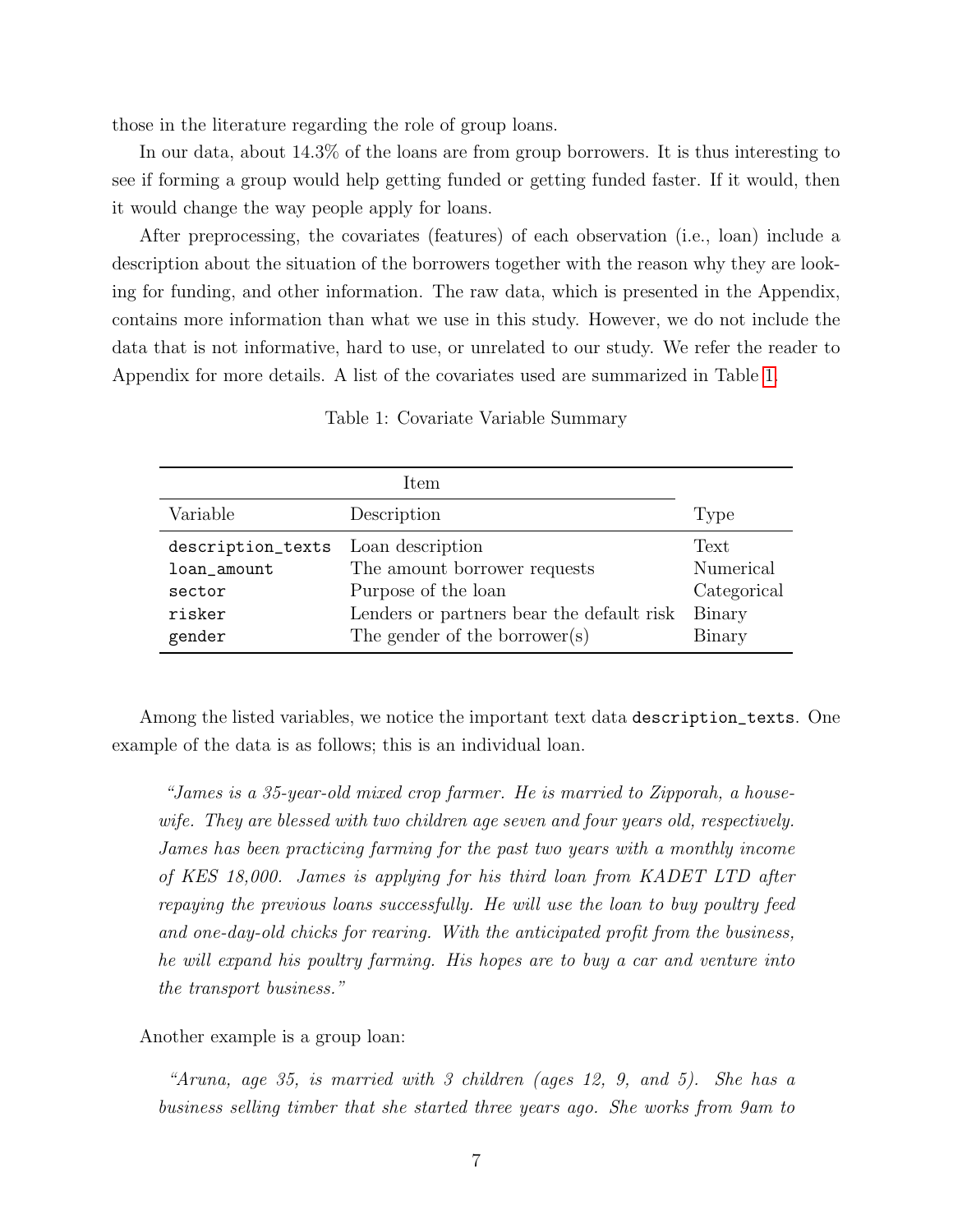those in the literature regarding the role of group loans.

In our data, about 14.3% of the loans are from group borrowers. It is thus interesting to see if forming a group would help getting funded or getting funded faster. If it would, then it would change the way people apply for loans.

After preprocessing, the covariates (features) of each observation (i.e., loan) include a description about the situation of the borrowers together with the reason why they are looking for funding, and other information. The raw data, which is presented in the Appendix, contains more information than what we use in this study. However, we do not include the data that is not informative, hard to use, or unrelated to our study. We refer the reader to Appendix for more details. A list of the covariates used are summarized in Table 1.

Table 1: Covariate Variable Summary

| Item | | |
|---|---|---|
| Variable | Description | Type |
| `description_texts` | Loan description | Text |
| `loan_amount` | The amount borrower requests | Numerical |
| `sector` | Purpose of the loan | Categorical |
| `risker` | Lenders or partners bear the default risk | Binary |
| `gender` | The gender of the borrower(s) | Binary |

Among the listed variables, we notice the important text data `description_texts`. One example of the data is as follows; this is an individual loan.

> *"James is a 35-year-old mixed crop farmer. He is married to Zipporah, a housewife. They are blessed with two children age seven and four years old, respectively. James has been practicing farming for the past two years with a monthly income of KES 18,000. James is applying for his third loan from KADET LTD after repaying the previous loans successfully. He will use the loan to buy poultry feed and one-day-old chicks for rearing. With the anticipated profit from the business, he will expand his poultry farming. His hopes are to buy a car and venture into the transport business."*

Another example is a group loan:

> *"Aruna, age 35, is married with 3 children (ages 12, 9, and 5). She has a business selling timber that she started three years ago. She works from 9am to*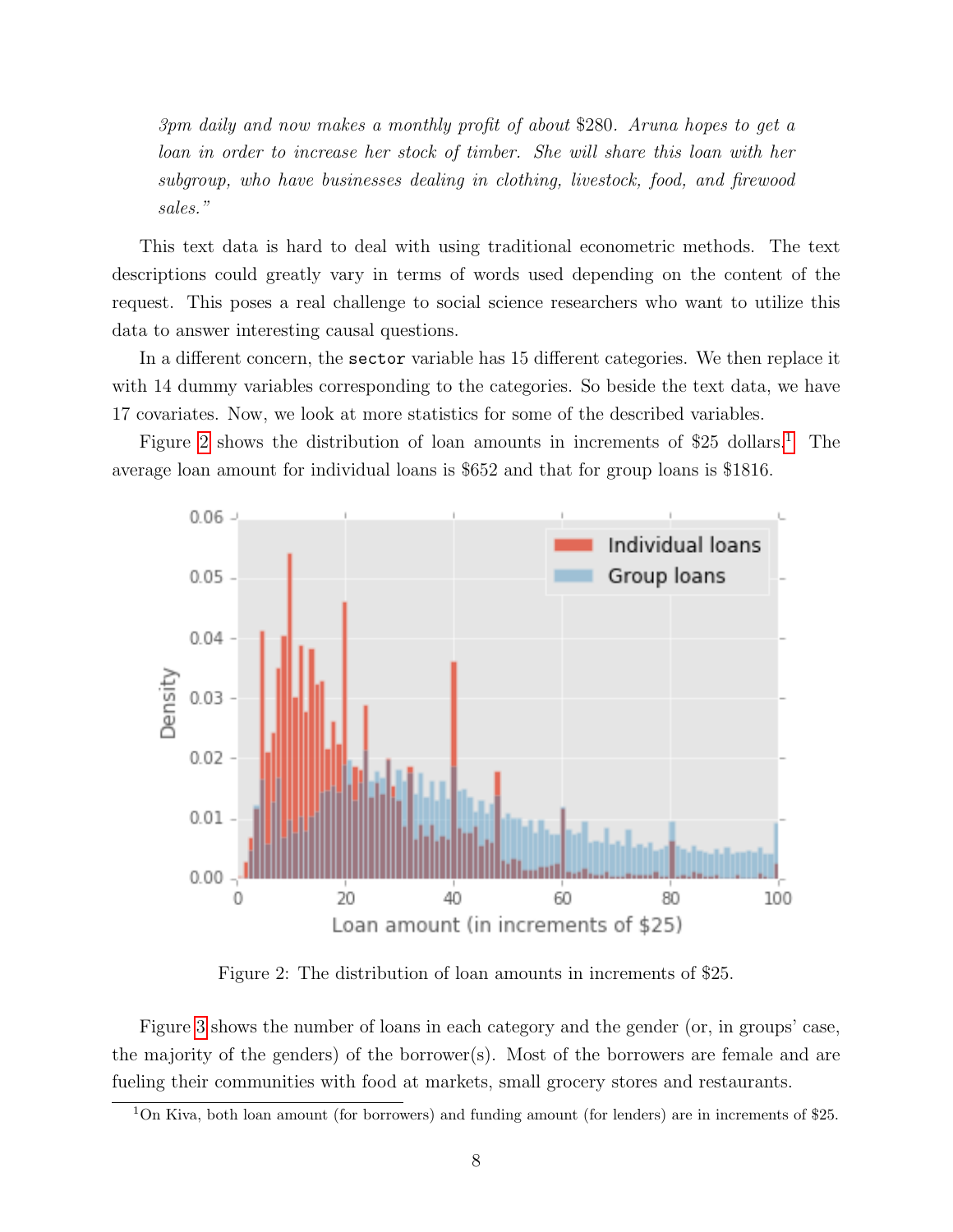*3pm daily and now makes a monthly profit of about \$280. Aruna hopes to get a loan in order to increase her stock of timber. She will share this loan with her subgroup, who have businesses dealing in clothing, livestock, food, and firewood sales."*

This text data is hard to deal with using traditional econometric methods. The text descriptions could greatly vary in terms of words used depending on the content of the request. This poses a real challenge to social science researchers who want to utilize this data to answer interesting causal questions.

In a different concern, the `sector` variable has 15 different categories. We then replace it with 14 dummy variables corresponding to the categories. So beside the text data, we have 17 covariates. Now, we look at more statistics for some of the described variables.

Figure 2 shows the distribution of loan amounts in increments of \$25 dollars.[1] The average loan amount for individual loans is \$652 and that for group loans is \$1816.

Figure 2: The distribution of loan amounts in increments of \$25.

Figure 3 shows the number of loans in each category and the gender (or, in groups' case, the majority of the genders) of the borrower(s). Most of the borrowers are female and are fueling their communities with food at markets, small grocery stores and restaurants.

[1] On Kiva, both loan amount (for borrowers) and funding amount (for lenders) are in increments of \$25.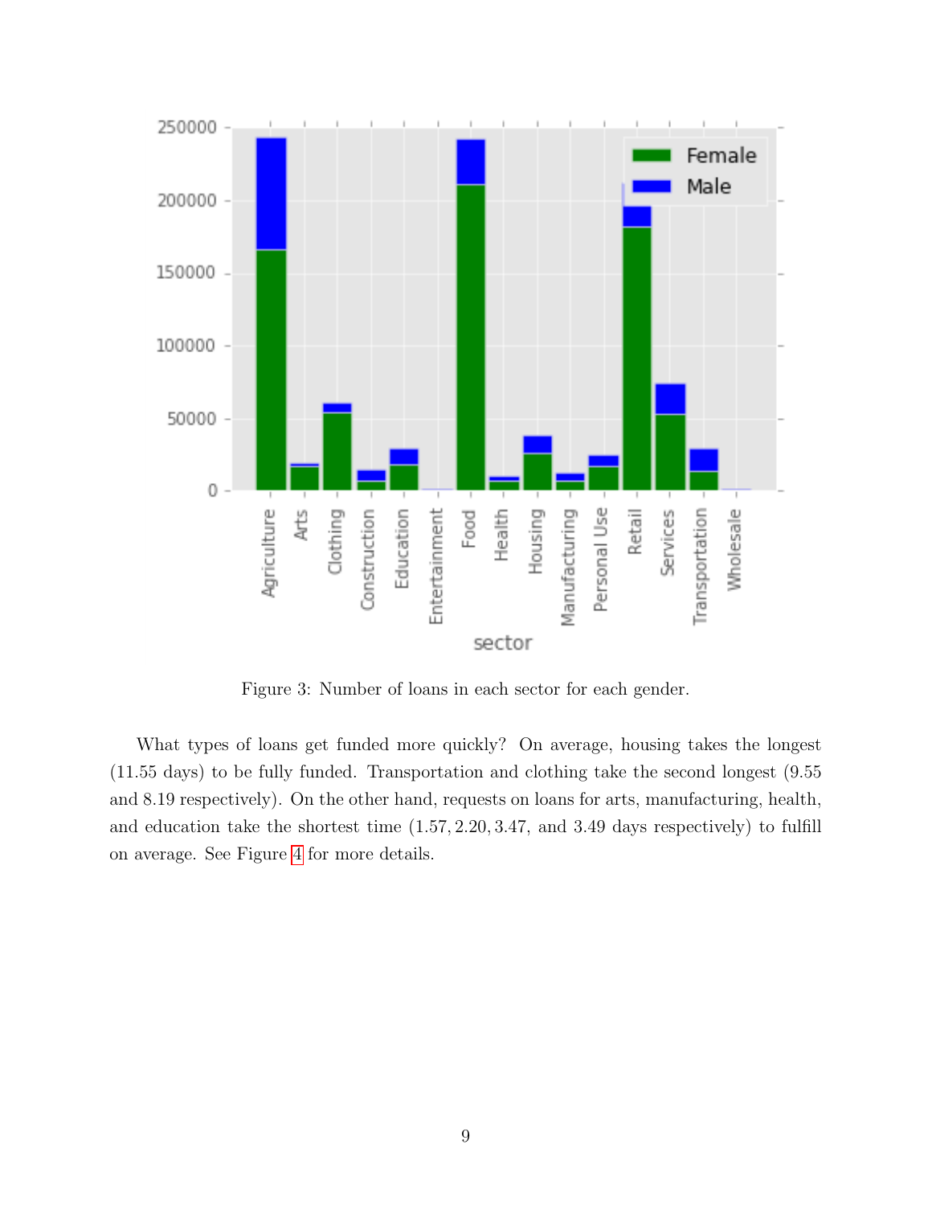Figure 3: Number of loans in each sector for each gender.

What types of loans get funded more quickly? On average, housing takes the longest (11.55 days) to be fully funded. Transportation and clothing take the second longest (9.55 and 8.19 respectively). On the other hand, requests on loans for arts, manufacturing, health, and education take the shortest time (1.57, 2.20, 3.47, and 3.49 days respectively) to fulfill on average. See Figure 4 for more details.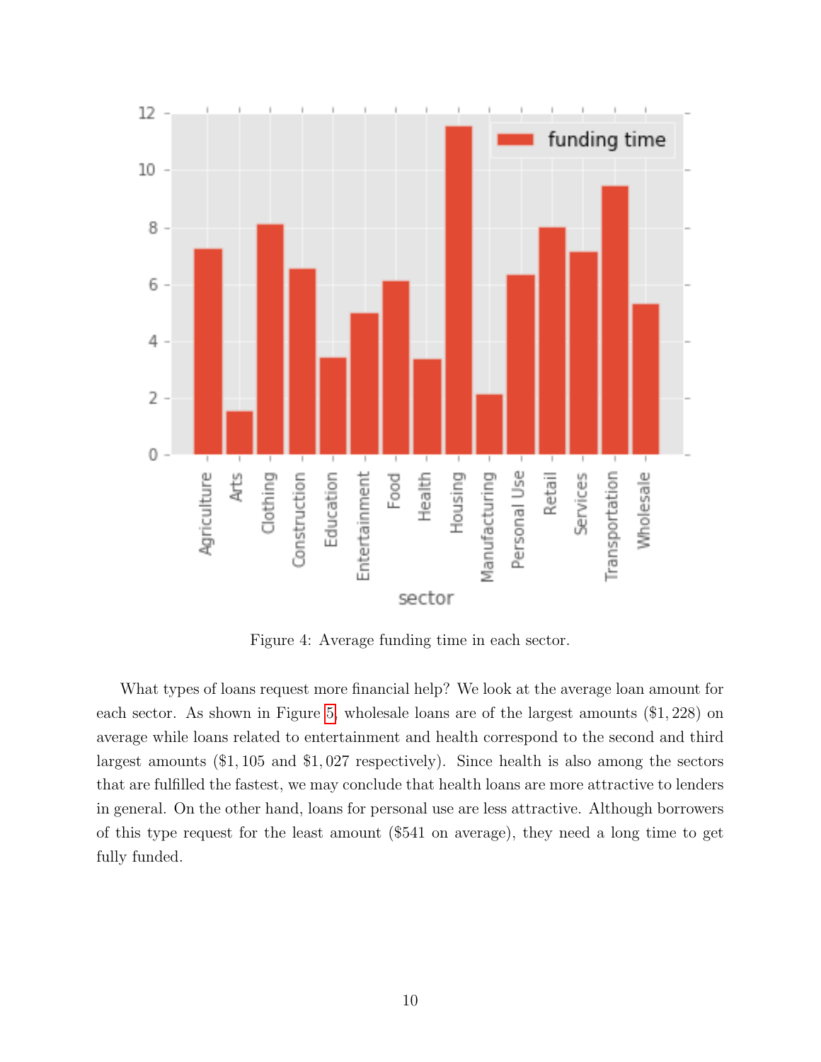Figure 4: Average funding time in each sector.

What types of loans request more financial help? We look at the average loan amount for each sector. As shown in Figure 5, wholesale loans are of the largest amounts ($1,228) on average while loans related to entertainment and health correspond to the second and third largest amounts ($1,105 and $1,027 respectively). Since health is also among the sectors that are fulfilled the fastest, we may conclude that health loans are more attractive to lenders in general. On the other hand, loans for personal use are less attractive. Although borrowers of this type request for the least amount ($541 on average), they need a long time to get fully funded.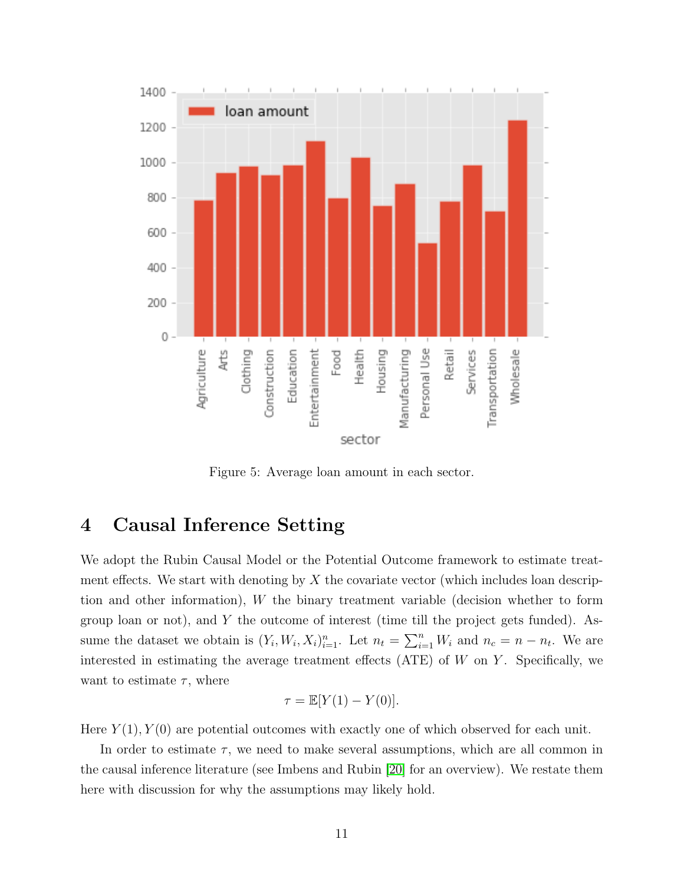Figure 5: Average loan amount in each sector.

## 4 Causal Inference Setting

We adopt the Rubin Causal Model or the Potential Outcome framework to estimate treatment effects. We start with denoting by $X$ the covariate vector (which includes loan description and other information), $W$ the binary treatment variable (decision whether to form group loan or not), and $Y$ the outcome of interest (time till the project gets funded). Assume the dataset we obtain is $(Y_i, W_i, X_i)_{i=1}^n$. Let $n_t = \sum_{i=1}^n W_i$ and $n_c = n - n_t$. We are interested in estimating the average treatment effects (ATE) of $W$ on $Y$. Specifically, we want to estimate $\tau$, where

$$\tau = \mathbb{E}[Y(1) - Y(0)].$$

Here $Y(1), Y(0)$ are potential outcomes with exactly one of which observed for each unit.

In order to estimate $\tau$, we need to make several assumptions, which are all common in the causal inference literature (see Imbens and Rubin [20] for an overview). We restate them here with discussion for why the assumptions may likely hold.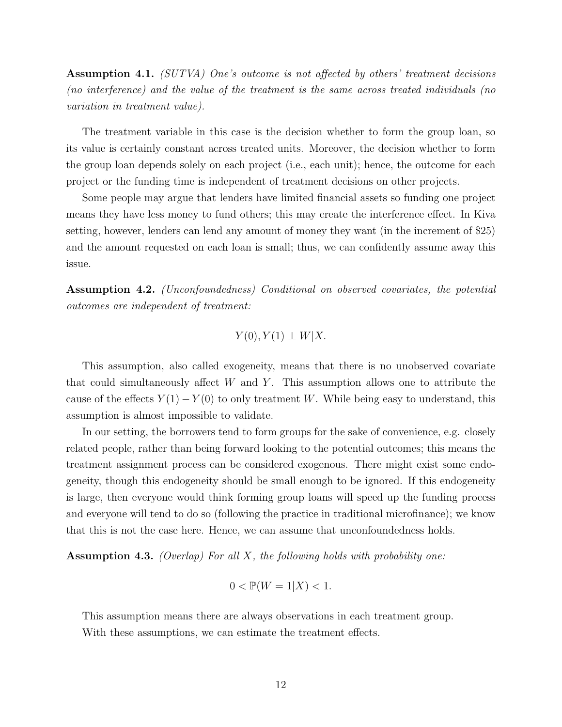**Assumption 4.1.** *(SUTVA) One's outcome is not affected by others' treatment decisions (no interference) and the value of the treatment is the same across treated individuals (no variation in treatment value).*

The treatment variable in this case is the decision whether to form the group loan, so its value is certainly constant across treated units. Moreover, the decision whether to form the group loan depends solely on each project (i.e., each unit); hence, the outcome for each project or the funding time is independent of treatment decisions on other projects.

Some people may argue that lenders have limited financial assets so funding one project means they have less money to fund others; this may create the interference effect. In Kiva setting, however, lenders can lend any amount of money they want (in the increment of $25) and the amount requested on each loan is small; thus, we can confidently assume away this issue.

**Assumption 4.2.** *(Unconfoundedness) Conditional on observed covariates, the potential outcomes are independent of treatment:*

$$Y(0), Y(1) \perp W | X.$$

This assumption, also called exogeneity, means that there is no unobserved covariate that could simultaneously affect $W$ and $Y$. This assumption allows one to attribute the cause of the effects $Y(1) - Y(0)$ to only treatment $W$. While being easy to understand, this assumption is almost impossible to validate.

In our setting, the borrowers tend to form groups for the sake of convenience, e.g. closely related people, rather than being forward looking to the potential outcomes; this means the treatment assignment process can be considered exogenous. There might exist some endogeneity, though this endogeneity should be small enough to be ignored. If this endogeneity is large, then everyone would think forming group loans will speed up the funding process and everyone will tend to do so (following the practice in traditional microfinance); we know that this is not the case here. Hence, we can assume that unconfoundedness holds.

**Assumption 4.3.** *(Overlap) For all $X$, the following holds with probability one:*

$$0 < \mathbb{P}(W = 1|X) < 1.$$

This assumption means there are always observations in each treatment group.

With these assumptions, we can estimate the treatment effects.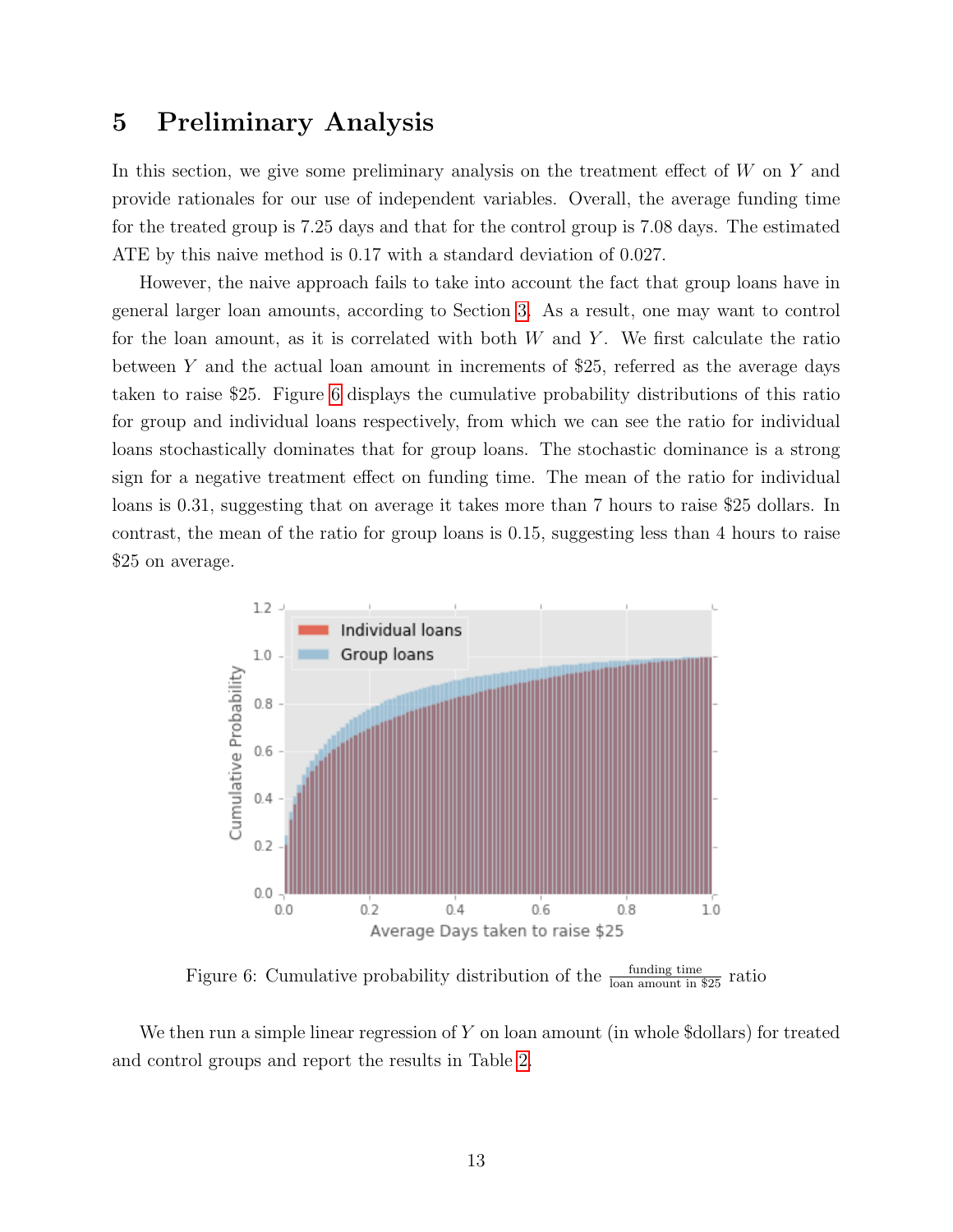## 5 Preliminary Analysis

In this section, we give some preliminary analysis on the treatment effect of $W$ on $Y$ and provide rationales for our use of independent variables. Overall, the average funding time for the treated group is 7.25 days and that for the control group is 7.08 days. The estimated ATE by this naive method is 0.17 with a standard deviation of 0.027.

However, the naive approach fails to take into account the fact that group loans have in general larger loan amounts, according to Section 3. As a result, one may want to control for the loan amount, as it is correlated with both $W$ and $Y$. We first calculate the ratio between $Y$ and the actual loan amount in increments of \$25, referred as the average days taken to raise \$25. Figure 6 displays the cumulative probability distributions of this ratio for group and individual loans respectively, from which we can see the ratio for individual loans stochastically dominates that for group loans. The stochastic dominance is a strong sign for a negative treatment effect on funding time. The mean of the ratio for individual loans is 0.31, suggesting that on average it takes more than 7 hours to raise \$25 dollars. In contrast, the mean of the ratio for group loans is 0.15, suggesting less than 4 hours to raise \$25 on average.

Figure 6: Cumulative probability distribution of the $\frac{\text{funding time}}{\text{loan amount in \$25}}$ ratio

We then run a simple linear regression of $Y$ on loan amount (in whole \$dollars) for treated and control groups and report the results in Table 2.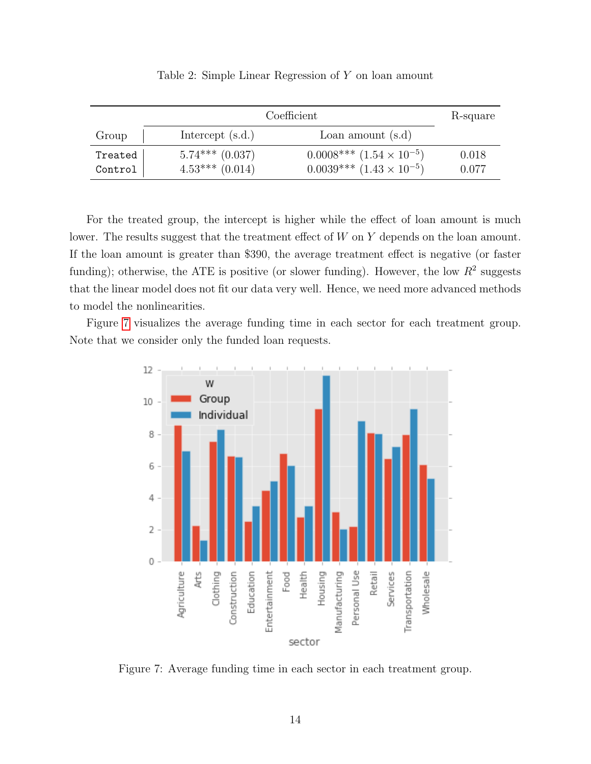Table 2: Simple Linear Regression of $Y$ on loan amount

| Group | Coefficient | | R-square |
|---|---|---|---|
| | Intercept (s.d.) | Loan amount (s.d) | |
| Treated | 5.74*** (0.037) | 0.0008*** ($1.54 \times 10^{-5}$) | 0.018 |
| Control | 4.53*** (0.014) | 0.0039*** ($1.43 \times 10^{-5}$) | 0.077 |

For the treated group, the intercept is higher while the effect of loan amount is much lower. The results suggest that the treatment effect of $W$ on $Y$ depends on the loan amount. If the loan amount is greater than $390, the average treatment effect is negative (or faster funding); otherwise, the ATE is positive (or slower funding). However, the low $R^2$ suggests that the linear model does not fit our data very well. Hence, we need more advanced methods to model the nonlinearities.

Figure 7 visualizes the average funding time in each sector for each treatment group. Note that we consider only the funded loan requests.

Figure 7: Average funding time in each sector in each treatment group.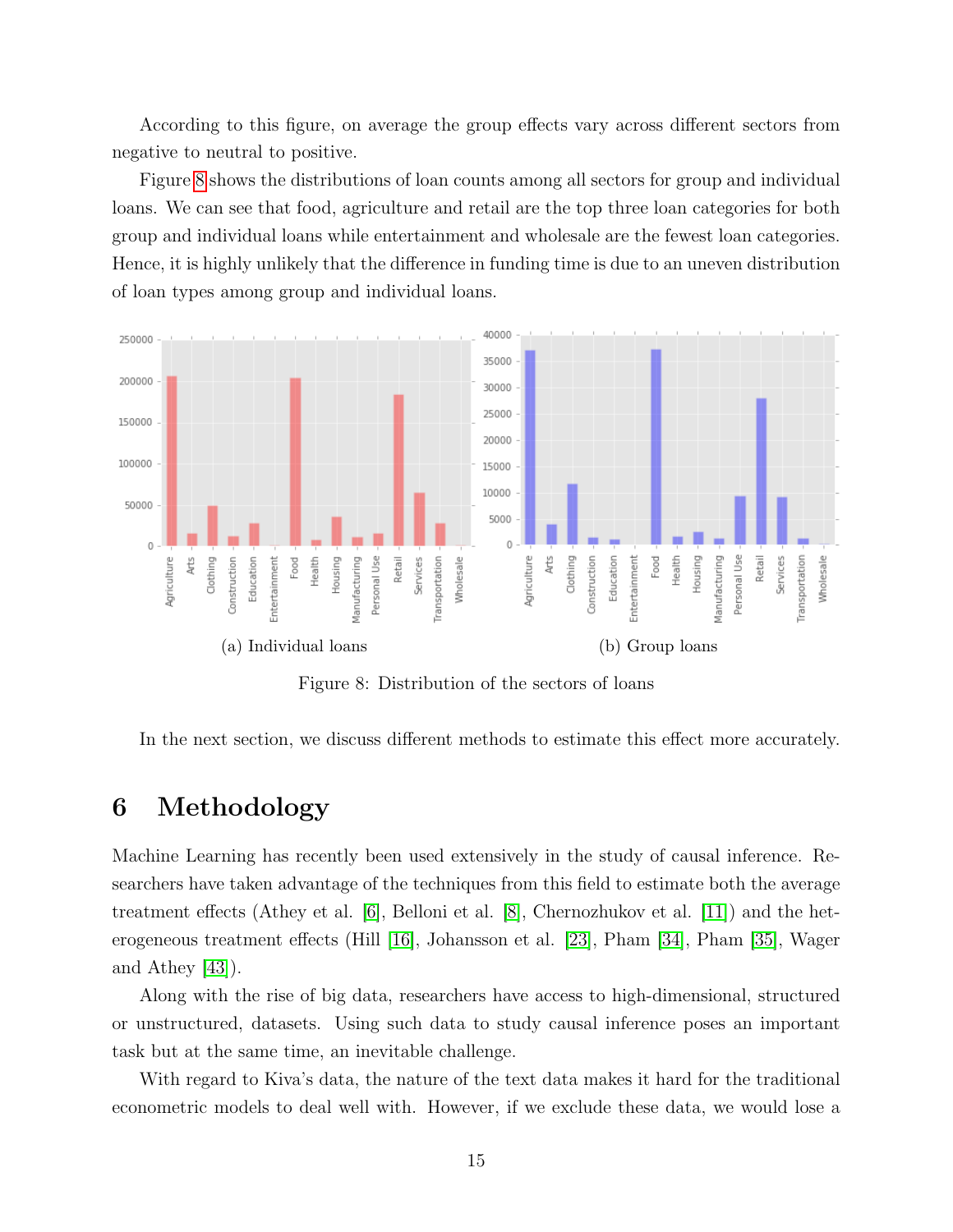According to this figure, on average the group effects vary across different sectors from negative to neutral to positive.

Figure 8 shows the distributions of loan counts among all sectors for group and individual loans. We can see that food, agriculture and retail are the top three loan categories for both group and individual loans while entertainment and wholesale are the fewest loan categories. Hence, it is highly unlikely that the difference in funding time is due to an uneven distribution of loan types among group and individual loans.

(a) Individual loans

(b) Group loans

Figure 8: Distribution of the sectors of loans

In the next section, we discuss different methods to estimate this effect more accurately.

# 6 Methodology

Machine Learning has recently been used extensively in the study of causal inference. Researchers have taken advantage of the techniques from this field to estimate both the average treatment effects (Athey et al. [6], Belloni et al. [8], Chernozhukov et al. [11]) and the heterogeneous treatment effects (Hill [16], Johansson et al. [23], Pham [34], Pham [35], Wager and Athey [43]).

Along with the rise of big data, researchers have access to high-dimensional, structured or unstructured, datasets. Using such data to study causal inference poses an important task but at the same time, an inevitable challenge.

With regard to Kiva's data, the nature of the text data makes it hard for the traditional econometric models to deal well with. However, if we exclude these data, we would lose a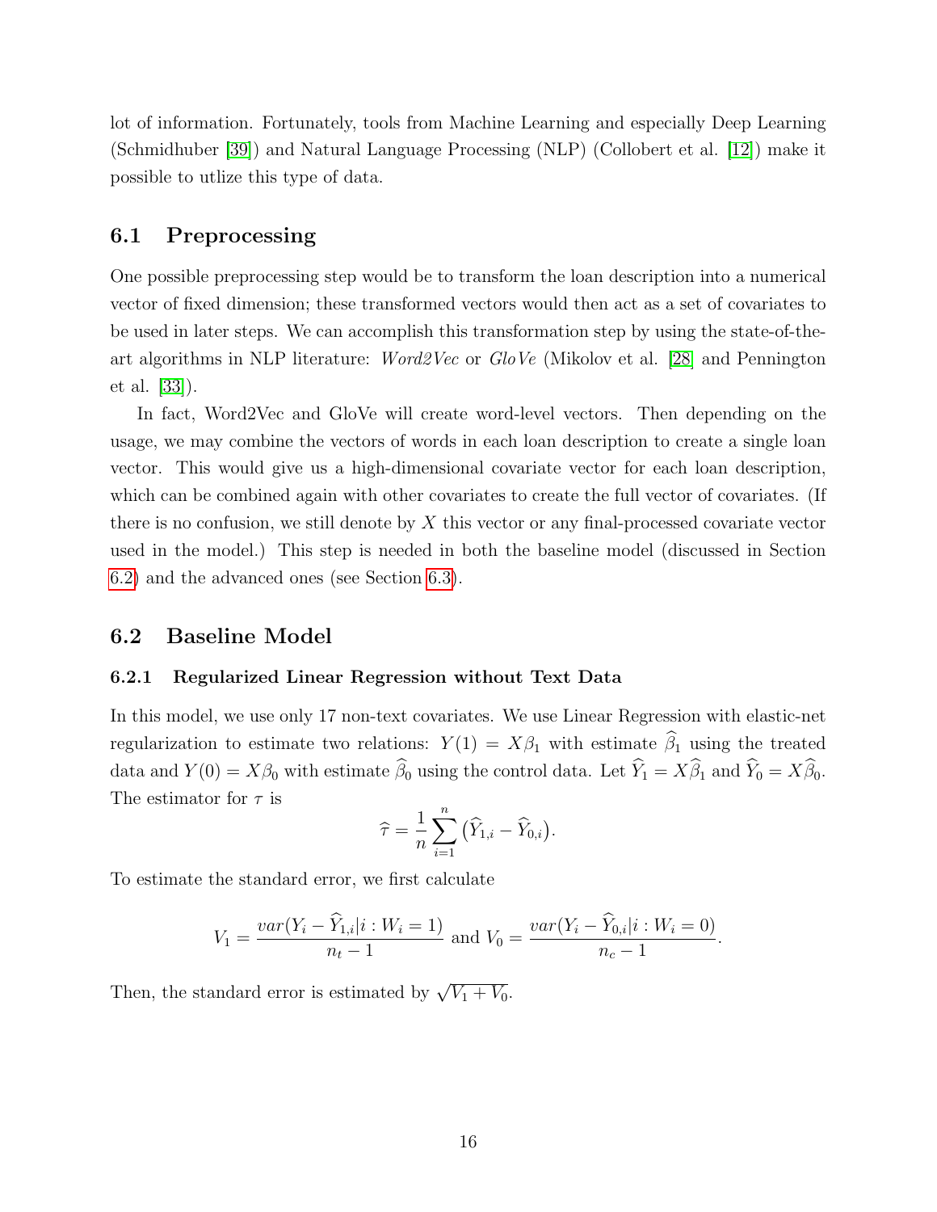lot of information. Fortunately, tools from Machine Learning and especially Deep Learning (Schmidhuber [39]) and Natural Language Processing (NLP) (Collobert et al. [12]) make it possible to utlize this type of data.

## 6.1 Preprocessing

One possible preprocessing step would be to transform the loan description into a numerical vector of fixed dimension; these transformed vectors would then act as a set of covariates to be used in later steps. We can accomplish this transformation step by using the state-of-the-art algorithms in NLP literature: *Word2Vec* or *GloVe* (Mikolov et al. [28] and Pennington et al. [33]).

In fact, Word2Vec and GloVe will create word-level vectors. Then depending on the usage, we may combine the vectors of words in each loan description to create a single loan vector. This would give us a high-dimensional covariate vector for each loan description, which can be combined again with other covariates to create the full vector of covariates. (If there is no confusion, we still denote by $X$ this vector or any final-processed covariate vector used in the model.) This step is needed in both the baseline model (discussed in Section 6.2) and the advanced ones (see Section 6.3).

## 6.2 Baseline Model

### 6.2.1 Regularized Linear Regression without Text Data

In this model, we use only 17 non-text covariates. We use Linear Regression with elastic-net regularization to estimate two relations: $Y(1) = X\beta_1$ with estimate $\widehat{\beta}_1$ using the treated data and $Y(0) = X\beta_0$ with estimate $\widehat{\beta}_0$ using the control data. Let $\widehat{Y}_1 = X\widehat{\beta}_1$ and $\widehat{Y}_0 = X\widehat{\beta}_0$. The estimator for $\tau$ is

$$\widehat{\tau} = \frac{1}{n}\sum_{i=1}^{n}\big(\widehat{Y}_{1,i} - \widehat{Y}_{0,i}\big).$$

To estimate the standard error, we first calculate

$$V_1 = \frac{var(Y_i - \widehat{Y}_{1,i} | i : W_i = 1)}{n_t - 1} \text{ and } V_0 = \frac{var(Y_i - \widehat{Y}_{0,i} | i : W_i = 0)}{n_c - 1}.$$

Then, the standard error is estimated by $\sqrt{V_1 + V_0}$.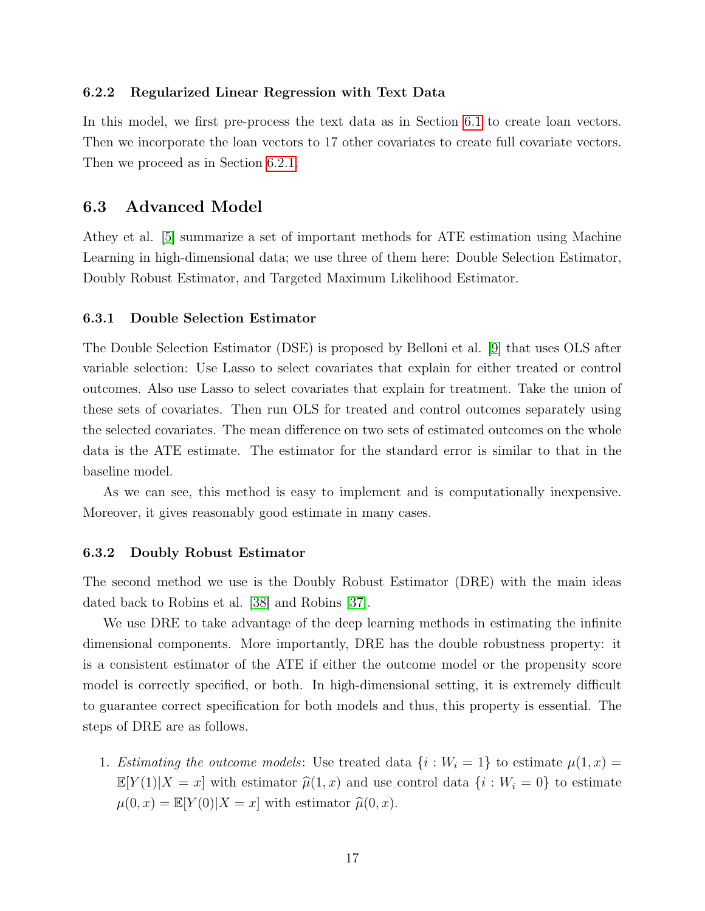#### 6.2.2 Regularized Linear Regression with Text Data

In this model, we first pre-process the text data as in Section 6.1 to create loan vectors. Then we incorporate the loan vectors to 17 other covariates to create full covariate vectors. Then we proceed as in Section 6.2.1.

### 6.3 Advanced Model

Athey et al. [5] summarize a set of important methods for ATE estimation using Machine Learning in high-dimensional data; we use three of them here: Double Selection Estimator, Doubly Robust Estimator, and Targeted Maximum Likelihood Estimator.

#### 6.3.1 Double Selection Estimator

The Double Selection Estimator (DSE) is proposed by Belloni et al. [9] that uses OLS after variable selection: Use Lasso to select covariates that explain for either treated or control outcomes. Also use Lasso to select covariates that explain for treatment. Take the union of these sets of covariates. Then run OLS for treated and control outcomes separately using the selected covariates. The mean difference on two sets of estimated outcomes on the whole data is the ATE estimate. The estimator for the standard error is similar to that in the baseline model.

As we can see, this method is easy to implement and is computationally inexpensive. Moreover, it gives reasonably good estimate in many cases.

#### 6.3.2 Doubly Robust Estimator

The second method we use is the Doubly Robust Estimator (DRE) with the main ideas dated back to Robins et al. [38] and Robins [37].

We use DRE to take advantage of the deep learning methods in estimating the infinite dimensional components. More importantly, DRE has the double robustness property: it is a consistent estimator of the ATE if either the outcome model or the propensity score model is correctly specified, or both. In high-dimensional setting, it is extremely difficult to guarantee correct specification for both models and thus, this property is essential. The steps of DRE are as follows.

1. *Estimating the outcome models*: Use treated data $\{i : W_i = 1\}$ to estimate $\mu(1, x) = \mathbb{E}[Y(1)|X = x]$ with estimator $\widehat{\mu}(1, x)$ and use control data $\{i : W_i = 0\}$ to estimate $\mu(0, x) = \mathbb{E}[Y(0)|X = x]$ with estimator $\widehat{\mu}(0, x)$.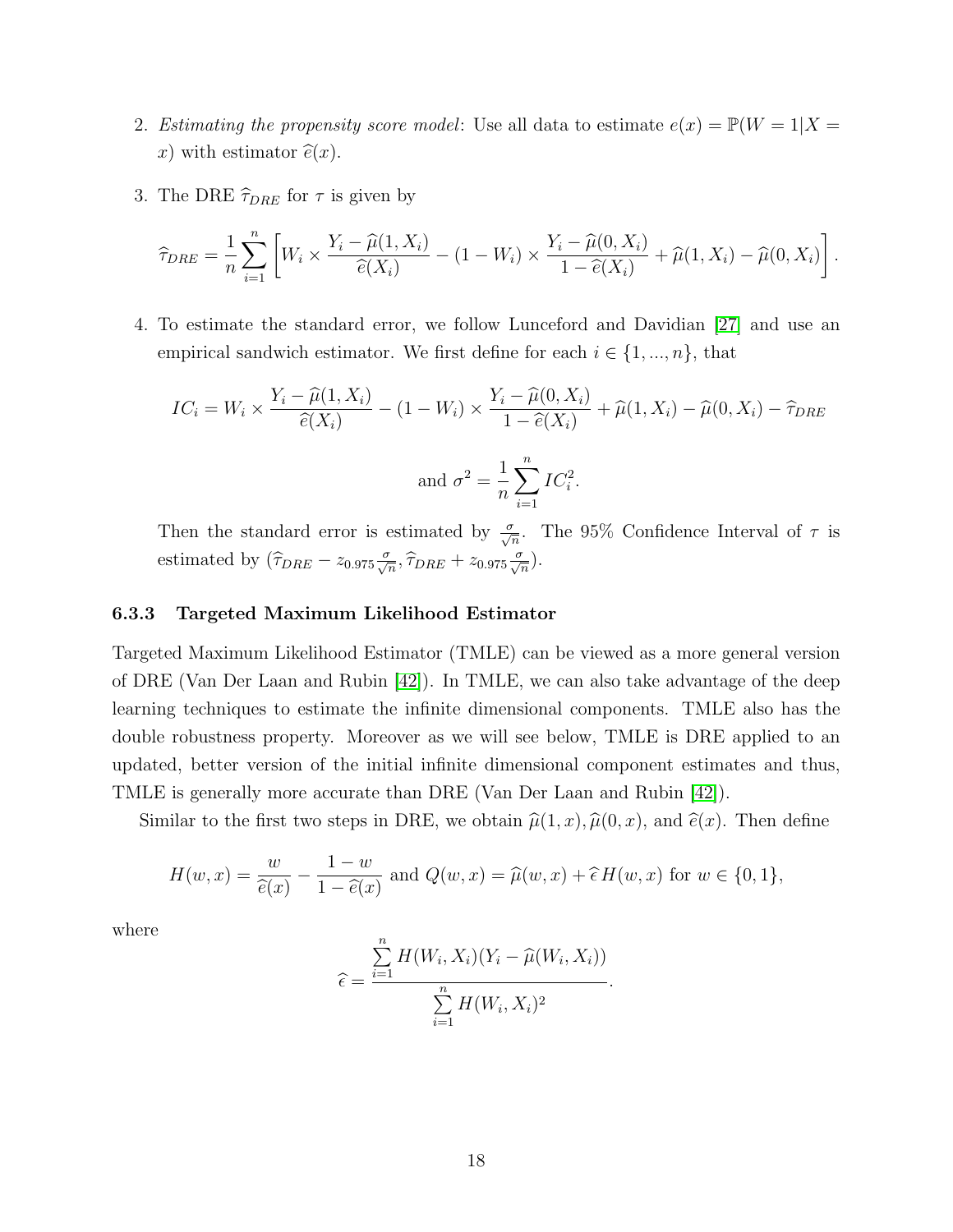2. *Estimating the propensity score model*: Use all data to estimate $e(x) = \mathbb{P}(W = 1|X = x)$ with estimator $\widehat{e}(x)$.

3. The DRE $\widehat{\tau}_{DRE}$ for $\tau$ is given by

$$\widehat{\tau}_{DRE} = \frac{1}{n} \sum_{i=1}^{n} \left[ W_i \times \frac{Y_i - \widehat{\mu}(1, X_i)}{\widehat{e}(X_i)} - (1 - W_i) \times \frac{Y_i - \widehat{\mu}(0, X_i)}{1 - \widehat{e}(X_i)} + \widehat{\mu}(1, X_i) - \widehat{\mu}(0, X_i) \right].$$

4. To estimate the standard error, we follow Lunceford and Davidian [27] and use an empirical sandwich estimator. We first define for each $i \in \{1, ..., n\}$, that

$$IC_i = W_i \times \frac{Y_i - \widehat{\mu}(1, X_i)}{\widehat{e}(X_i)} - (1 - W_i) \times \frac{Y_i - \widehat{\mu}(0, X_i)}{1 - \widehat{e}(X_i)} + \widehat{\mu}(1, X_i) - \widehat{\mu}(0, X_i) - \widehat{\tau}_{DRE}$$

$$\text{and } \sigma^2 = \frac{1}{n} \sum_{i=1}^{n} IC_i^2.$$

Then the standard error is estimated by $\frac{\sigma}{\sqrt{n}}$. The 95% Confidence Interval of $\tau$ is estimated by $(\widehat{\tau}_{DRE} - z_{0.975} \frac{\sigma}{\sqrt{n}}, \widehat{\tau}_{DRE} + z_{0.975} \frac{\sigma}{\sqrt{n}})$.

### 6.3.3 Targeted Maximum Likelihood Estimator

Targeted Maximum Likelihood Estimator (TMLE) can be viewed as a more general version of DRE (Van Der Laan and Rubin [42]). In TMLE, we can also take advantage of the deep learning techniques to estimate the infinite dimensional components. TMLE also has the double robustness property. Moreover as we will see below, TMLE is DRE applied to an updated, better version of the initial infinite dimensional component estimates and thus, TMLE is generally more accurate than DRE (Van Der Laan and Rubin [42]).

Similar to the first two steps in DRE, we obtain $\widehat{\mu}(1, x), \widehat{\mu}(0, x)$, and $\widehat{e}(x)$. Then define

$$H(w, x) = \frac{w}{\widehat{e}(x)} - \frac{1 - w}{1 - \widehat{e}(x)} \text{ and } Q(w, x) = \widehat{\mu}(w, x) + \widehat{\epsilon}\, H(w, x) \text{ for } w \in \{0, 1\},$$

where

$$\widehat{\epsilon} = \frac{\sum_{i=1}^{n} H(W_i, X_i)(Y_i - \widehat{\mu}(W_i, X_i))}{\sum_{i=1}^{n} H(W_i, X_i)^2}.$$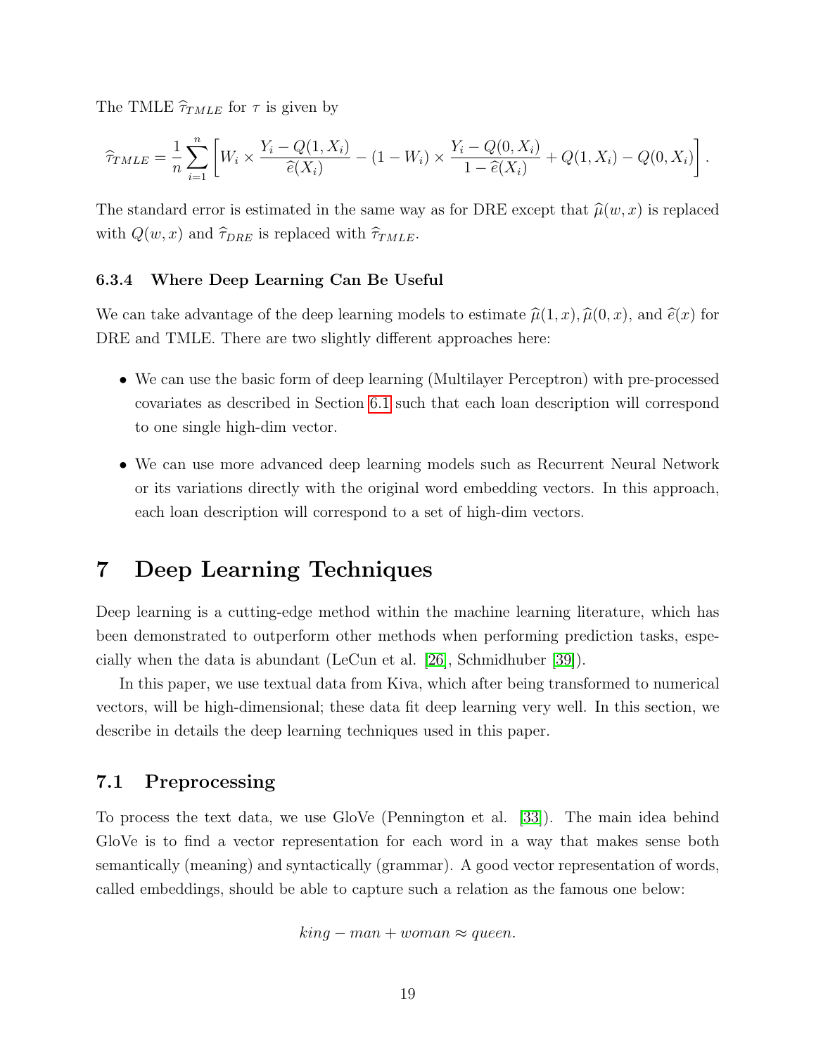The TMLE $\widehat{\tau}_{TMLE}$ for $\tau$ is given by

$$\widehat{\tau}_{TMLE} = \frac{1}{n}\sum_{i=1}^{n}\left[W_i \times \frac{Y_i - Q(1, X_i)}{\widehat{e}(X_i)} - (1 - W_i) \times \frac{Y_i - Q(0, X_i)}{1 - \widehat{e}(X_i)} + Q(1, X_i) - Q(0, X_i)\right].$$

The standard error is estimated in the same way as for DRE except that $\widehat{\mu}(w, x)$ is replaced with $Q(w, x)$ and $\widehat{\tau}_{DRE}$ is replaced with $\widehat{\tau}_{TMLE}$.

### 6.3.4 Where Deep Learning Can Be Useful

We can take advantage of the deep learning models to estimate $\widehat{\mu}(1, x), \widehat{\mu}(0, x)$, and $\widehat{e}(x)$ for DRE and TMLE. There are two slightly different approaches here:

- We can use the basic form of deep learning (Multilayer Perceptron) with pre-processed covariates as described in Section 6.1 such that each loan description will correspond to one single high-dim vector.
- We can use more advanced deep learning models such as Recurrent Neural Network or its variations directly with the original word embedding vectors. In this approach, each loan description will correspond to a set of high-dim vectors.

# 7 Deep Learning Techniques

Deep learning is a cutting-edge method within the machine learning literature, which has been demonstrated to outperform other methods when performing prediction tasks, especially when the data is abundant (LeCun et al. [26], Schmidhuber [39]).

In this paper, we use textual data from Kiva, which after being transformed to numerical vectors, will be high-dimensional; these data fit deep learning very well. In this section, we describe in details the deep learning techniques used in this paper.

## 7.1 Preprocessing

To process the text data, we use GloVe (Pennington et al. [33]). The main idea behind GloVe is to find a vector representation for each word in a way that makes sense both semantically (meaning) and syntactically (grammar). A good vector representation of words, called embeddings, should be able to capture such a relation as the famous one below:

$$king - man + woman \approx queen.$$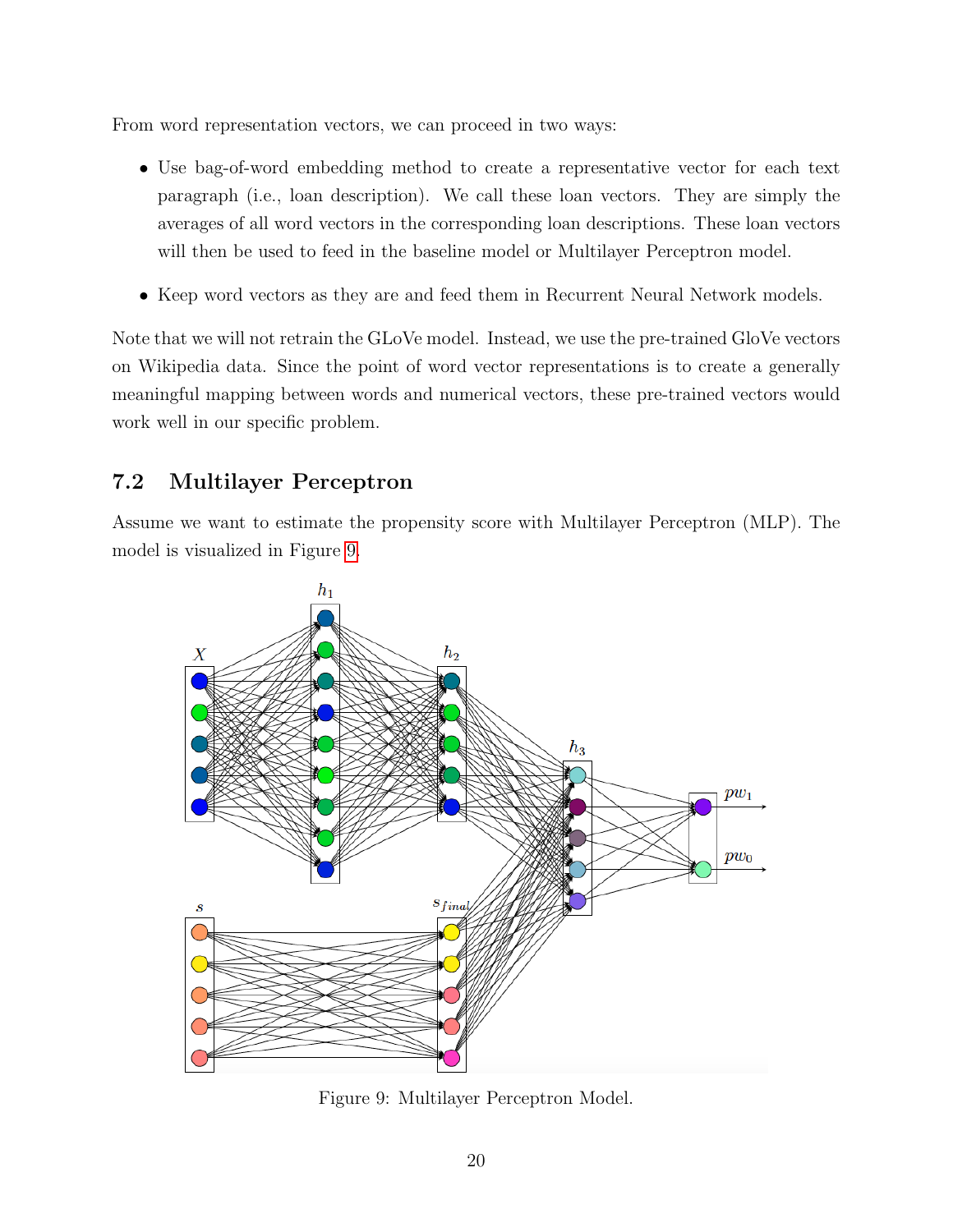From word representation vectors, we can proceed in two ways:

- Use bag-of-word embedding method to create a representative vector for each text paragraph (i.e., loan description). We call these loan vectors. They are simply the averages of all word vectors in the corresponding loan descriptions. These loan vectors will then be used to feed in the baseline model or Multilayer Perceptron model.
- Keep word vectors as they are and feed them in Recurrent Neural Network models.

Note that we will not retrain the GLoVe model. Instead, we use the pre-trained GloVe vectors on Wikipedia data. Since the point of word vector representations is to create a generally meaningful mapping between words and numerical vectors, these pre-trained vectors would work well in our specific problem.

## 7.2 Multilayer Perceptron

Assume we want to estimate the propensity score with Multilayer Perceptron (MLP). The model is visualized in Figure 9.

Figure 9: Multilayer Perceptron Model.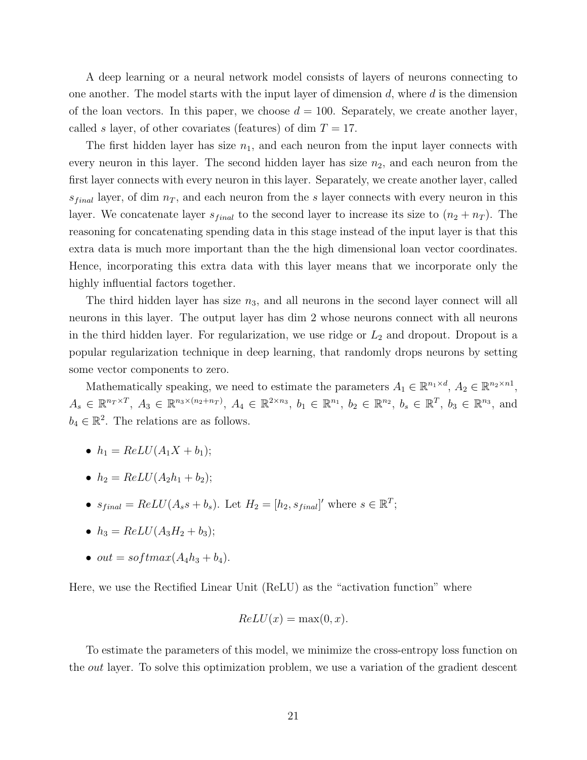A deep learning or a neural network model consists of layers of neurons connecting to one another. The model starts with the input layer of dimension $d$, where $d$ is the dimension of the loan vectors. In this paper, we choose $d = 100$. Separately, we create another layer, called $s$ layer, of other covariates (features) of dim $T = 17$.

The first hidden layer has size $n_1$, and each neuron from the input layer connects with every neuron in this layer. The second hidden layer has size $n_2$, and each neuron from the first layer connects with every neuron in this layer. Separately, we create another layer, called $s_{final}$ layer, of dim $n_T$, and each neuron from the $s$ layer connects with every neuron in this layer. We concatenate layer $s_{final}$ to the second layer to increase its size to $(n_2 + n_T)$. The reasoning for concatenating spending data in this stage instead of the input layer is that this extra data is much more important than the the high dimensional loan vector coordinates. Hence, incorporating this extra data with this layer means that we incorporate only the highly influential factors together.

The third hidden layer has size $n_3$, and all neurons in the second layer connect will all neurons in this layer. The output layer has dim 2 whose neurons connect with all neurons in the third hidden layer. For regularization, we use ridge or $L_2$ and dropout. Dropout is a popular regularization technique in deep learning, that randomly drops neurons by setting some vector components to zero.

Mathematically speaking, we need to estimate the parameters $A_1 \in \mathbb{R}^{n_1 \times d}$, $A_2 \in \mathbb{R}^{n_2 \times n1}$, $A_s \in \mathbb{R}^{n_T \times T}$, $A_3 \in \mathbb{R}^{n_3 \times (n_2 + n_T)}$, $A_4 \in \mathbb{R}^{2 \times n_3}$, $b_1 \in \mathbb{R}^{n_1}$, $b_2 \in \mathbb{R}^{n_2}$, $b_s \in \mathbb{R}^{T}$, $b_3 \in \mathbb{R}^{n_3}$, and $b_4 \in \mathbb{R}^2$. The relations are as follows.

- $h_1 = ReLU(A_1 X + b_1)$;
- $h_2 = ReLU(A_2 h_1 + b_2)$;
- $s_{final} = ReLU(A_s s + b_s)$. Let $H_2 = [h_2, s_{final}]'$ where $s \in \mathbb{R}^T$;
- $h_3 = ReLU(A_3 H_2 + b_3)$;
- $out = softmax(A_4 h_3 + b_4)$.

Here, we use the Rectified Linear Unit (ReLU) as the "activation function" where

$$ReLU(x) = \max(0, x).$$

To estimate the parameters of this model, we minimize the cross-entropy loss function on the *out* layer. To solve this optimization problem, we use a variation of the gradient descent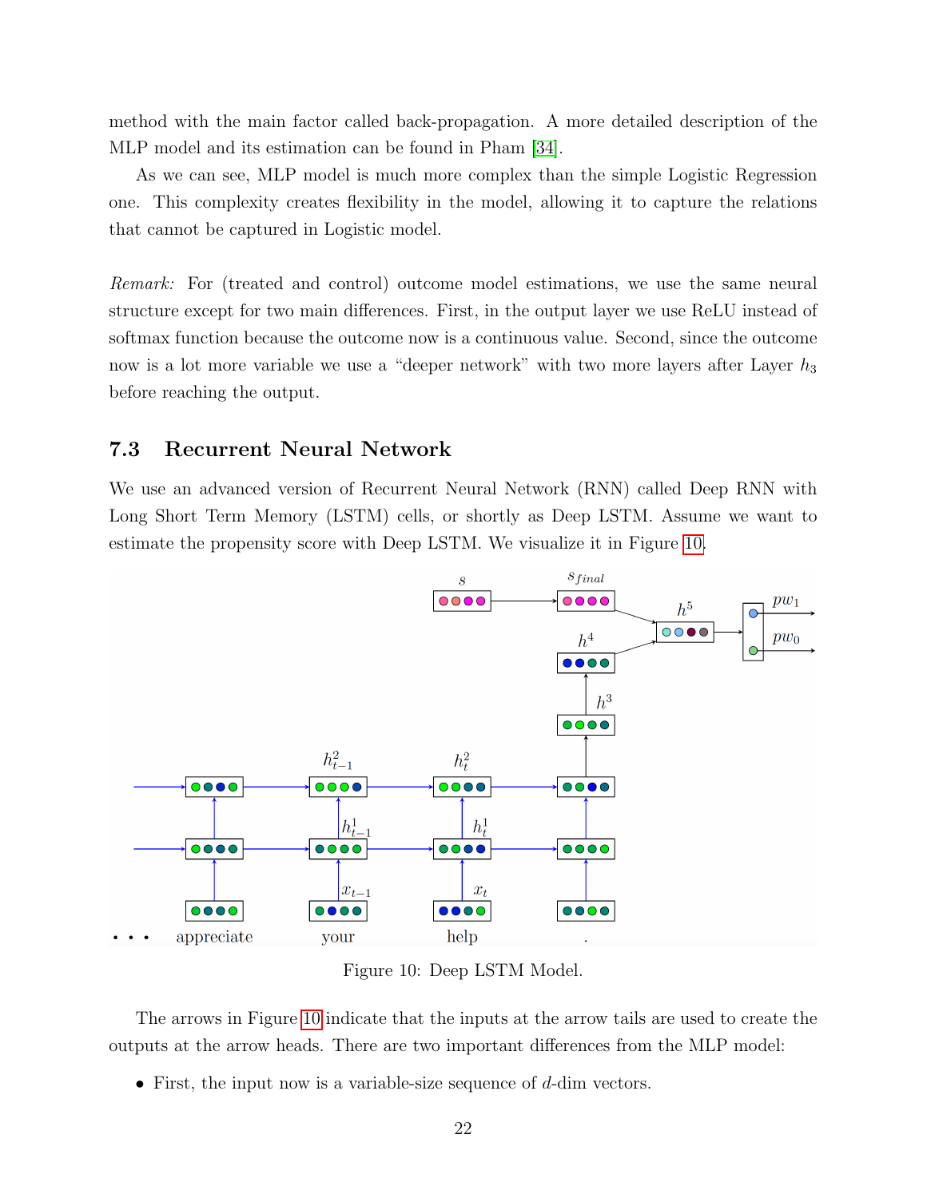method with the main factor called back-propagation. A more detailed description of the MLP model and its estimation can be found in Pham [34].

As we can see, MLP model is much more complex than the simple Logistic Regression one. This complexity creates flexibility in the model, allowing it to capture the relations that cannot be captured in Logistic model.

*Remark:* For (treated and control) outcome model estimations, we use the same neural structure except for two main differences. First, in the output layer we use ReLU instead of softmax function because the outcome now is a continuous value. Second, since the outcome now is a lot more variable we use a "deeper network" with two more layers after Layer $h_3$ before reaching the output.

## 7.3 Recurrent Neural Network

We use an advanced version of Recurrent Neural Network (RNN) called Deep RNN with Long Short Term Memory (LSTM) cells, or shortly as Deep LSTM. Assume we want to estimate the propensity score with Deep LSTM. We visualize it in Figure 10.

Figure 10: Deep LSTM Model.

The arrows in Figure 10 indicate that the inputs at the arrow tails are used to create the outputs at the arrow heads. There are two important differences from the MLP model:

- First, the input now is a variable-size sequence of $d$-dim vectors.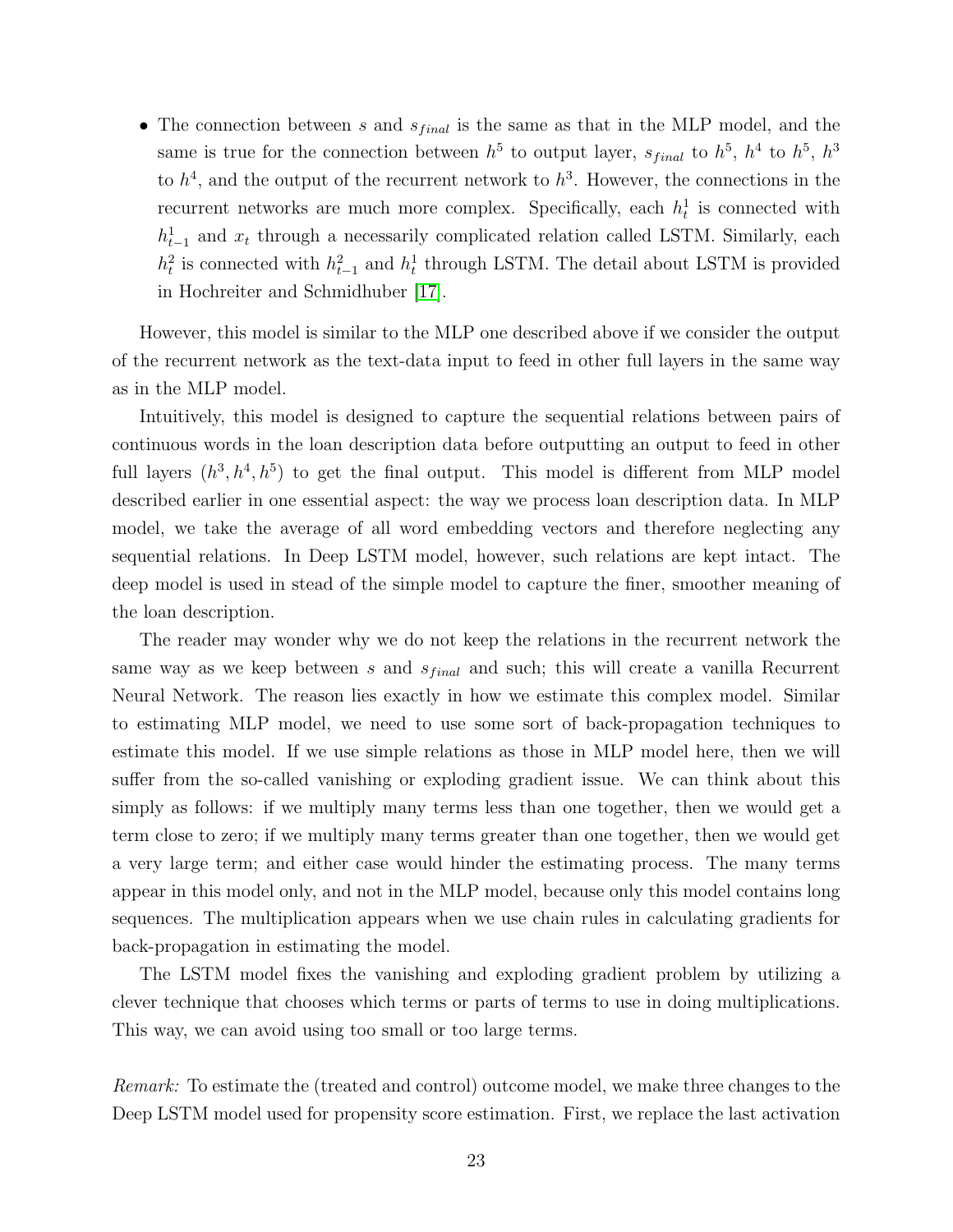- The connection between $s$ and $s_{final}$ is the same as that in the MLP model, and the same is true for the connection between $h^5$ to output layer, $s_{final}$ to $h^5$, $h^4$ to $h^5$, $h^3$ to $h^4$, and the output of the recurrent network to $h^3$. However, the connections in the recurrent networks are much more complex. Specifically, each $h_t^1$ is connected with $h_{t-1}^1$ and $x_t$ through a necessarily complicated relation called LSTM. Similarly, each $h_t^2$ is connected with $h_{t-1}^2$ and $h_t^1$ through LSTM. The detail about LSTM is provided in Hochreiter and Schmidhuber [17].

However, this model is similar to the MLP one described above if we consider the output of the recurrent network as the text-data input to feed in other full layers in the same way as in the MLP model.

Intuitively, this model is designed to capture the sequential relations between pairs of continuous words in the loan description data before outputting an output to feed in other full layers $(h^3, h^4, h^5)$ to get the final output. This model is different from MLP model described earlier in one essential aspect: the way we process loan description data. In MLP model, we take the average of all word embedding vectors and therefore neglecting any sequential relations. In Deep LSTM model, however, such relations are kept intact. The deep model is used in stead of the simple model to capture the finer, smoother meaning of the loan description.

The reader may wonder why we do not keep the relations in the recurrent network the same way as we keep between $s$ and $s_{final}$ and such; this will create a vanilla Recurrent Neural Network. The reason lies exactly in how we estimate this complex model. Similar to estimating MLP model, we need to use some sort of back-propagation techniques to estimate this model. If we use simple relations as those in MLP model here, then we will suffer from the so-called vanishing or exploding gradient issue. We can think about this simply as follows: if we multiply many terms less than one together, then we would get a term close to zero; if we multiply many terms greater than one together, then we would get a very large term; and either case would hinder the estimating process. The many terms appear in this model only, and not in the MLP model, because only this model contains long sequences. The multiplication appears when we use chain rules in calculating gradients for back-propagation in estimating the model.

The LSTM model fixes the vanishing and exploding gradient problem by utilizing a clever technique that chooses which terms or parts of terms to use in doing multiplications. This way, we can avoid using too small or too large terms.

*Remark:* To estimate the (treated and control) outcome model, we make three changes to the Deep LSTM model used for propensity score estimation. First, we replace the last activation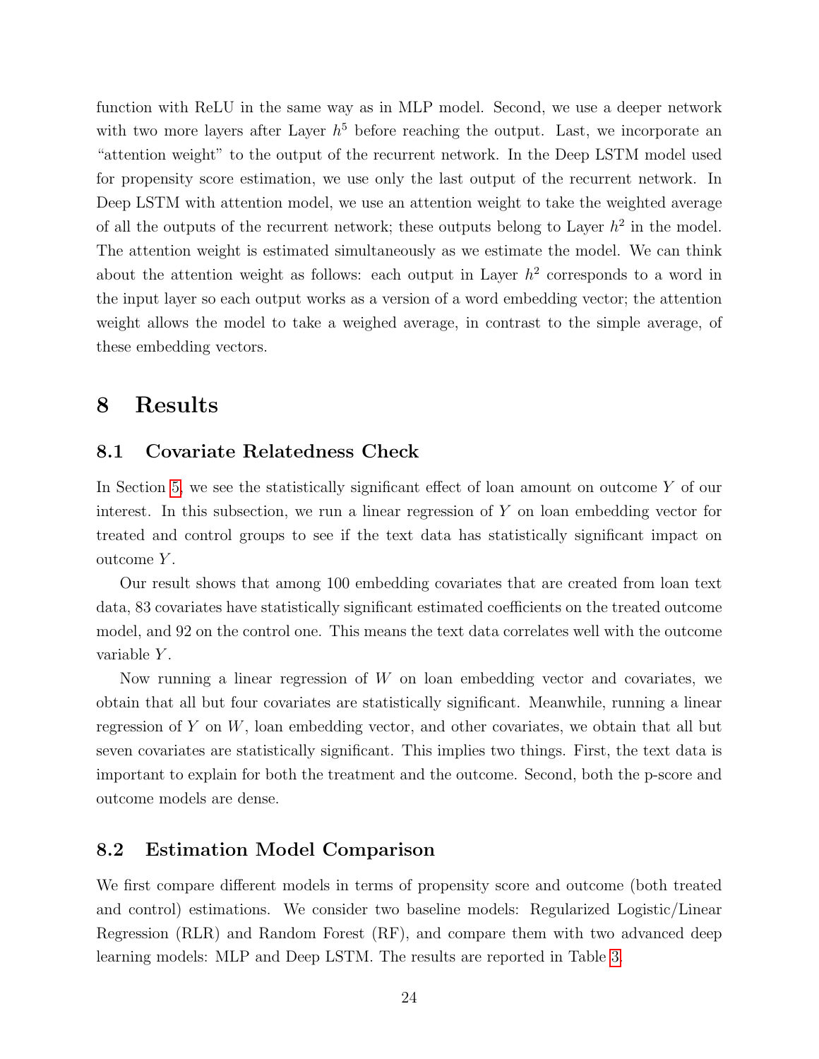function with ReLU in the same way as in MLP model. Second, we use a deeper network with two more layers after Layer $h^5$ before reaching the output. Last, we incorporate an "attention weight" to the output of the recurrent network. In the Deep LSTM model used for propensity score estimation, we use only the last output of the recurrent network. In Deep LSTM with attention model, we use an attention weight to take the weighted average of all the outputs of the recurrent network; these outputs belong to Layer $h^2$ in the model. The attention weight is estimated simultaneously as we estimate the model. We can think about the attention weight as follows: each output in Layer $h^2$ corresponds to a word in the input layer so each output works as a version of a word embedding vector; the attention weight allows the model to take a weighed average, in contrast to the simple average, of these embedding vectors.

# 8 Results

## 8.1 Covariate Relatedness Check

In Section 5, we see the statistically significant effect of loan amount on outcome $Y$ of our interest. In this subsection, we run a linear regression of $Y$ on loan embedding vector for treated and control groups to see if the text data has statistically significant impact on outcome $Y$.

Our result shows that among 100 embedding covariates that are created from loan text data, 83 covariates have statistically significant estimated coefficients on the treated outcome model, and 92 on the control one. This means the text data correlates well with the outcome variable $Y$.

Now running a linear regression of $W$ on loan embedding vector and covariates, we obtain that all but four covariates are statistically significant. Meanwhile, running a linear regression of $Y$ on $W$, loan embedding vector, and other covariates, we obtain that all but seven covariates are statistically significant. This implies two things. First, the text data is important to explain for both the treatment and the outcome. Second, both the p-score and outcome models are dense.

## 8.2 Estimation Model Comparison

We first compare different models in terms of propensity score and outcome (both treated and control) estimations. We consider two baseline models: Regularized Logistic/Linear Regression (RLR) and Random Forest (RF), and compare them with two advanced deep learning models: MLP and Deep LSTM. The results are reported in Table 3.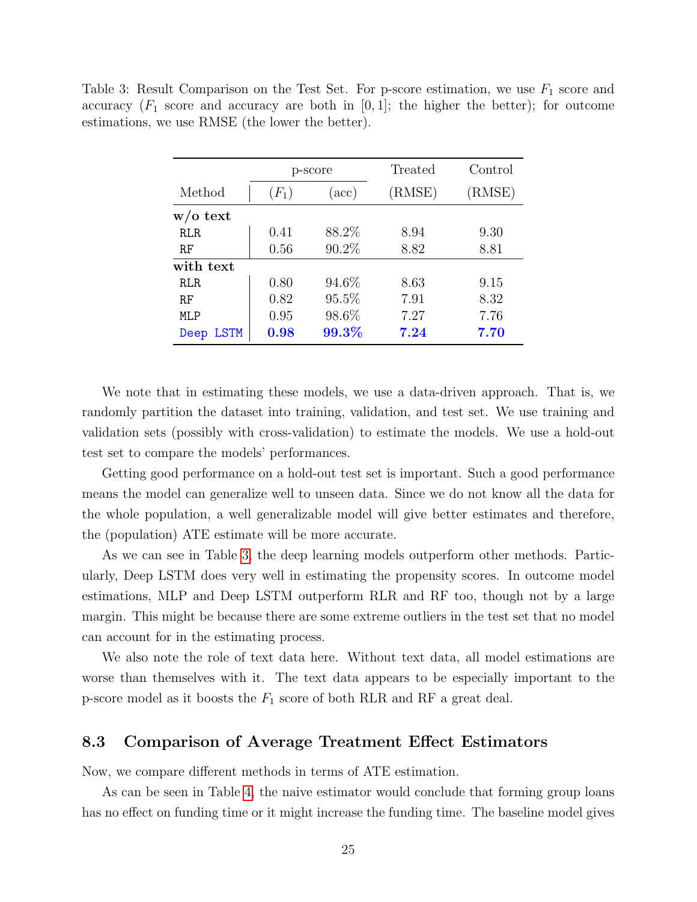Table 3: Result Comparison on the Test Set. For p-score estimation, we use $F_1$ score and accuracy ($F_1$ score and accuracy are both in $[0, 1]$; the higher the better); for outcome estimations, we use RMSE (the lower the better).

| Method | p-score ($F_1$) | p-score (acc) | Treated (RMSE) | Control (RMSE) |
|---|---|---|---|---|
| **w/o text** | | | | |
| RLR | 0.41 | 88.2% | 8.94 | 9.30 |
| RF | 0.56 | 90.2% | 8.82 | 8.81 |
| **with text** | | | | |
| RLR | 0.80 | 94.6% | 8.63 | 9.15 |
| RF | 0.82 | 95.5% | 7.91 | 8.32 |
| MLP | 0.95 | 98.6% | 7.27 | 7.76 |
| Deep LSTM | **0.98** | **99.3%** | **7.24** | **7.70** |

We note that in estimating these models, we use a data-driven approach. That is, we randomly partition the dataset into training, validation, and test set. We use training and validation sets (possibly with cross-validation) to estimate the models. We use a hold-out test set to compare the models' performances.

Getting good performance on a hold-out test set is important. Such a good performance means the model can generalize well to unseen data. Since we do not know all the data for the whole population, a well generalizable model will give better estimates and therefore, the (population) ATE estimate will be more accurate.

As we can see in Table 3, the deep learning models outperform other methods. Particularly, Deep LSTM does very well in estimating the propensity scores. In outcome model estimations, MLP and Deep LSTM outperform RLR and RF too, though not by a large margin. This might be because there are some extreme outliers in the test set that no model can account for in the estimating process.

We also note the role of text data here. Without text data, all model estimations are worse than themselves with it. The text data appears to be especially important to the p-score model as it boosts the $F_1$ score of both RLR and RF a great deal.

### 8.3 Comparison of Average Treatment Effect Estimators

Now, we compare different methods in terms of ATE estimation.

As can be seen in Table 4, the naive estimator would conclude that forming group loans has no effect on funding time or it might increase the funding time. The baseline model gives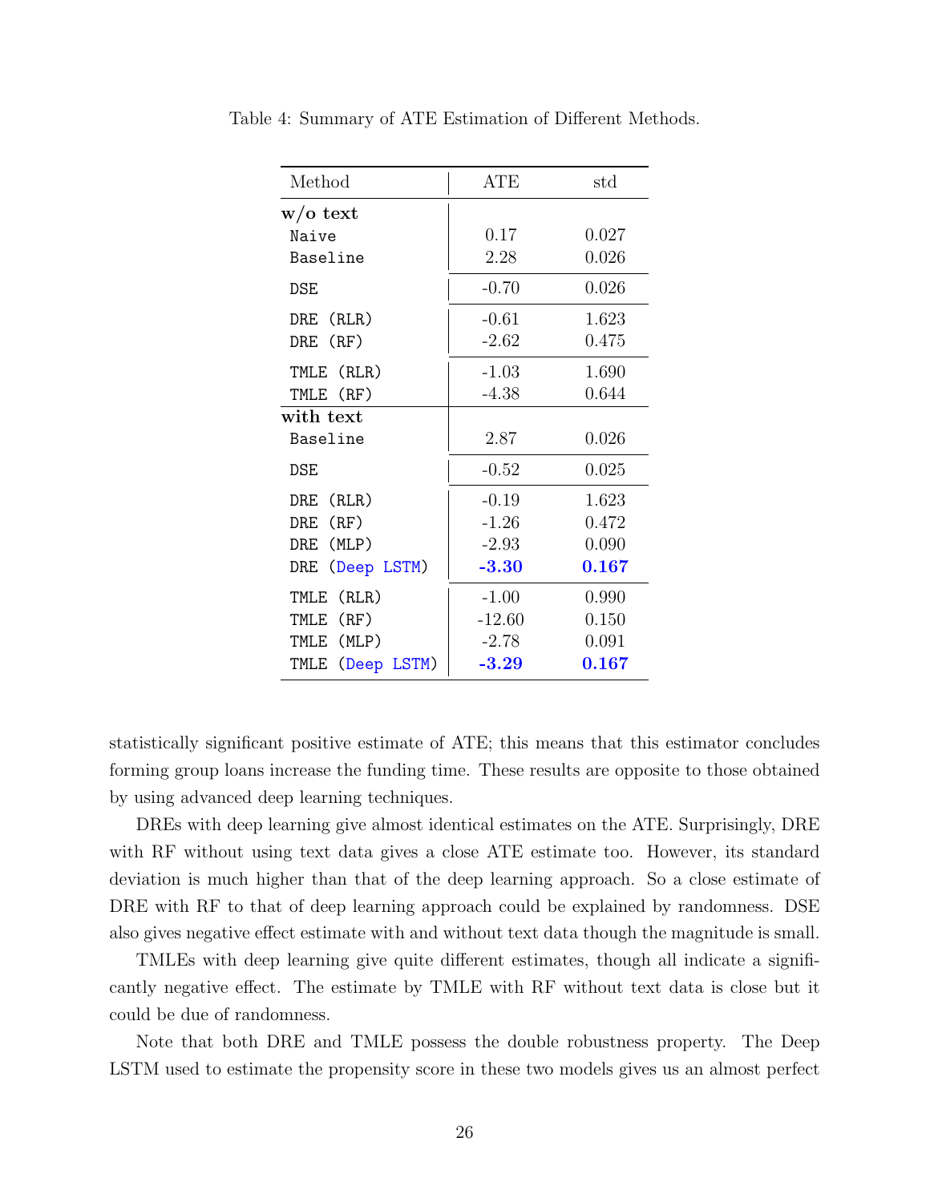Table 4: Summary of ATE Estimation of Different Methods.

| Method | ATE | std |
|---|---|---|
| **w/o text** | | |
| `Naive` | 0.17 | 0.027 |
| `Baseline` | 2.28 | 0.026 |
| `DSE` | -0.70 | 0.026 |
| `DRE (RLR)` | -0.61 | 1.623 |
| `DRE (RF)` | -2.62 | 0.475 |
| `TMLE (RLR)` | -1.03 | 1.690 |
| `TMLE (RF)` | -4.38 | 0.644 |
| **with text** | | |
| `Baseline` | 2.87 | 0.026 |
| `DSE` | -0.52 | 0.025 |
| `DRE (RLR)` | -0.19 | 1.623 |
| `DRE (RF)` | -1.26 | 0.472 |
| `DRE (MLP)` | -2.93 | 0.090 |
| `DRE (Deep LSTM)` | **-3.30** | **0.167** |
| `TMLE (RLR)` | -1.00 | 0.990 |
| `TMLE (RF)` | -12.60 | 0.150 |
| `TMLE (MLP)` | -2.78 | 0.091 |
| `TMLE (Deep LSTM)` | **-3.29** | **0.167** |

statistically significant positive estimate of ATE; this means that this estimator concludes forming group loans increase the funding time. These results are opposite to those obtained by using advanced deep learning techniques.

DREs with deep learning give almost identical estimates on the ATE. Surprisingly, DRE with RF without using text data gives a close ATE estimate too. However, its standard deviation is much higher than that of the deep learning approach. So a close estimate of DRE with RF to that of deep learning approach could be explained by randomness. DSE also gives negative effect estimate with and without text data though the magnitude is small.

TMLEs with deep learning give quite different estimates, though all indicate a significantly negative effect. The estimate by TMLE with RF without text data is close but it could be due of randomness.

Note that both DRE and TMLE possess the double robustness property. The Deep LSTM used to estimate the propensity score in these two models gives us an almost perfect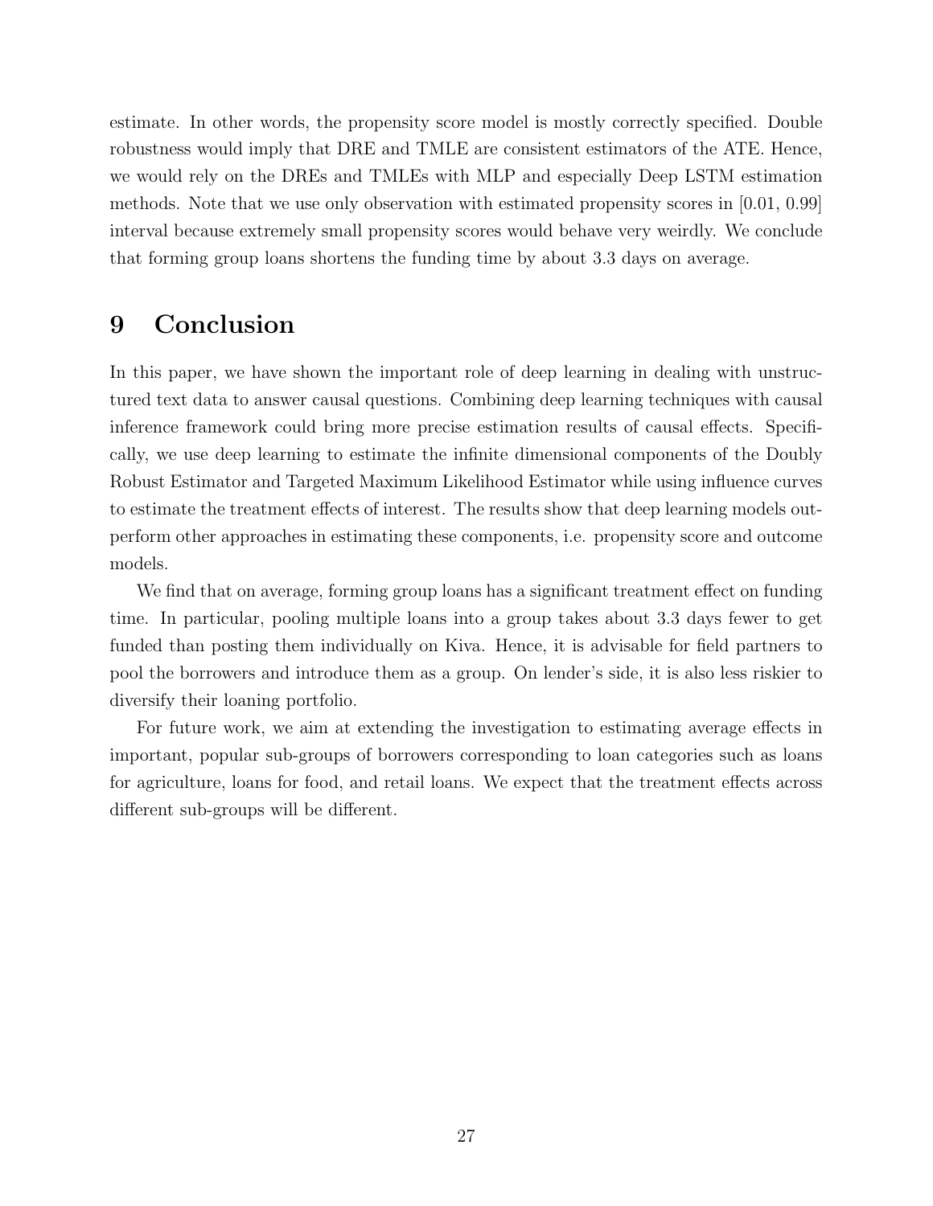estimate. In other words, the propensity score model is mostly correctly specified. Double robustness would imply that DRE and TMLE are consistent estimators of the ATE. Hence, we would rely on the DREs and TMLEs with MLP and especially Deep LSTM estimation methods. Note that we use only observation with estimated propensity scores in [0.01, 0.99] interval because extremely small propensity scores would behave very weirdly. We conclude that forming group loans shortens the funding time by about 3.3 days on average.

# 9 Conclusion

In this paper, we have shown the important role of deep learning in dealing with unstructured text data to answer causal questions. Combining deep learning techniques with causal inference framework could bring more precise estimation results of causal effects. Specifically, we use deep learning to estimate the infinite dimensional components of the Doubly Robust Estimator and Targeted Maximum Likelihood Estimator while using influence curves to estimate the treatment effects of interest. The results show that deep learning models outperform other approaches in estimating these components, i.e. propensity score and outcome models.

We find that on average, forming group loans has a significant treatment effect on funding time. In particular, pooling multiple loans into a group takes about 3.3 days fewer to get funded than posting them individually on Kiva. Hence, it is advisable for field partners to pool the borrowers and introduce them as a group. On lender's side, it is also less riskier to diversify their loaning portfolio.

For future work, we aim at extending the investigation to estimating average effects in important, popular sub-groups of borrowers corresponding to loan categories such as loans for agriculture, loans for food, and retail loans. We expect that the treatment effects across different sub-groups will be different.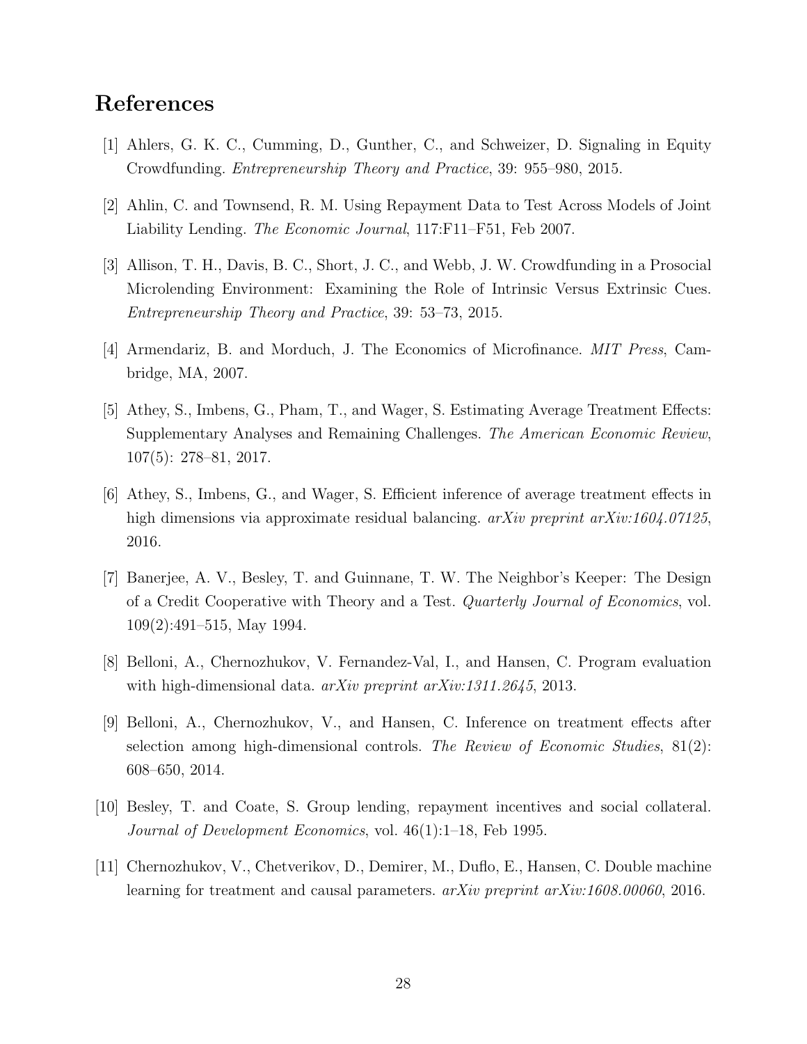## References

[1] Ahlers, G. K. C., Cumming, D., Gunther, C., and Schweizer, D. Signaling in Equity Crowdfunding. *Entrepreneurship Theory and Practice*, 39: 955–980, 2015.

[2] Ahlin, C. and Townsend, R. M. Using Repayment Data to Test Across Models of Joint Liability Lending. *The Economic Journal*, 117:F11–F51, Feb 2007.

[3] Allison, T. H., Davis, B. C., Short, J. C., and Webb, J. W. Crowdfunding in a Prosocial Microlending Environment: Examining the Role of Intrinsic Versus Extrinsic Cues. *Entrepreneurship Theory and Practice*, 39: 53–73, 2015.

[4] Armendariz, B. and Morduch, J. The Economics of Microfinance. *MIT Press*, Cambridge, MA, 2007.

[5] Athey, S., Imbens, G., Pham, T., and Wager, S. Estimating Average Treatment Effects: Supplementary Analyses and Remaining Challenges. *The American Economic Review*, 107(5): 278–81, 2017.

[6] Athey, S., Imbens, G., and Wager, S. Efficient inference of average treatment effects in high dimensions via approximate residual balancing. *arXiv preprint arXiv:1604.07125*, 2016.

[7] Banerjee, A. V., Besley, T. and Guinnane, T. W. The Neighbor's Keeper: The Design of a Credit Cooperative with Theory and a Test. *Quarterly Journal of Economics*, vol. 109(2):491–515, May 1994.

[8] Belloni, A., Chernozhukov, V. Fernandez-Val, I., and Hansen, C. Program evaluation with high-dimensional data. *arXiv preprint arXiv:1311.2645*, 2013.

[9] Belloni, A., Chernozhukov, V., and Hansen, C. Inference on treatment effects after selection among high-dimensional controls. *The Review of Economic Studies*, 81(2): 608–650, 2014.

[10] Besley, T. and Coate, S. Group lending, repayment incentives and social collateral. *Journal of Development Economics*, vol. 46(1):1–18, Feb 1995.

[11] Chernozhukov, V., Chetverikov, D., Demirer, M., Duflo, E., Hansen, C. Double machine learning for treatment and causal parameters. *arXiv preprint arXiv:1608.00060*, 2016.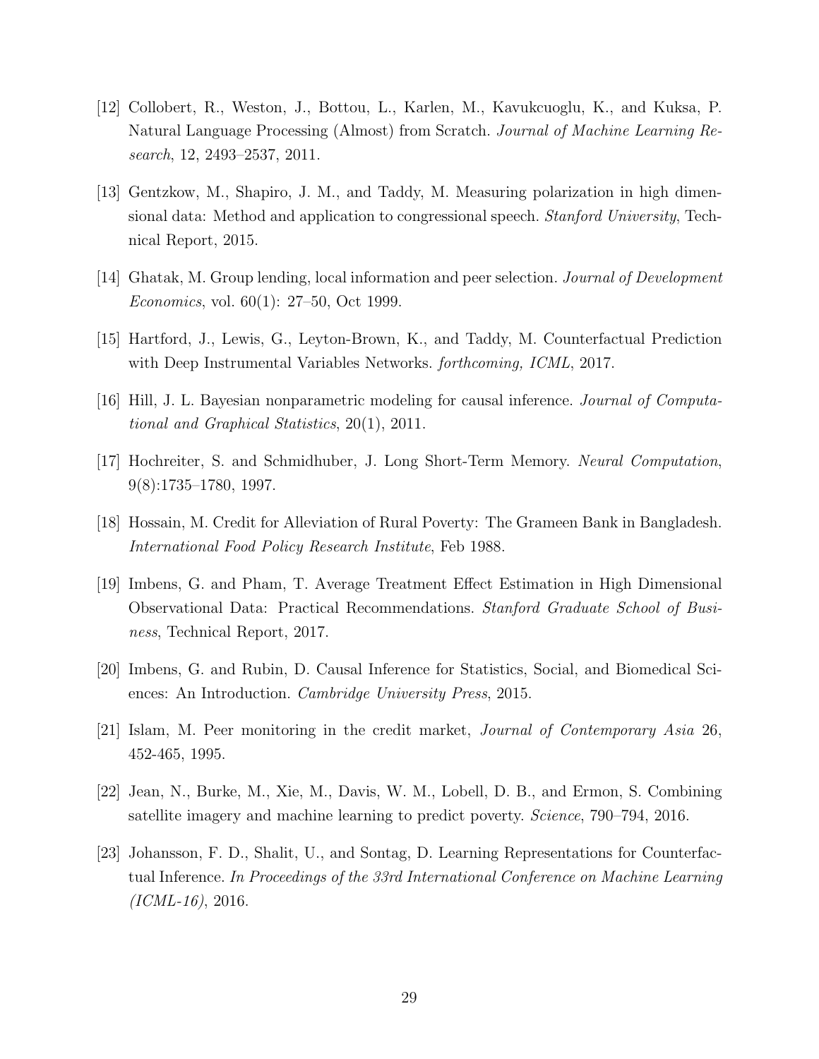[12] Collobert, R., Weston, J., Bottou, L., Karlen, M., Kavukcuoglu, K., and Kuksa, P. Natural Language Processing (Almost) from Scratch. *Journal of Machine Learning Research*, 12, 2493–2537, 2011.

[13] Gentzkow, M., Shapiro, J. M., and Taddy, M. Measuring polarization in high dimensional data: Method and application to congressional speech. *Stanford University*, Technical Report, 2015.

[14] Ghatak, M. Group lending, local information and peer selection. *Journal of Development Economics*, vol. 60(1): 27–50, Oct 1999.

[15] Hartford, J., Lewis, G., Leyton-Brown, K., and Taddy, M. Counterfactual Prediction with Deep Instrumental Variables Networks. *forthcoming, ICML*, 2017.

[16] Hill, J. L. Bayesian nonparametric modeling for causal inference. *Journal of Computational and Graphical Statistics*, 20(1), 2011.

[17] Hochreiter, S. and Schmidhuber, J. Long Short-Term Memory. *Neural Computation*, 9(8):1735–1780, 1997.

[18] Hossain, M. Credit for Alleviation of Rural Poverty: The Grameen Bank in Bangladesh. *International Food Policy Research Institute*, Feb 1988.

[19] Imbens, G. and Pham, T. Average Treatment Effect Estimation in High Dimensional Observational Data: Practical Recommendations. *Stanford Graduate School of Business*, Technical Report, 2017.

[20] Imbens, G. and Rubin, D. Causal Inference for Statistics, Social, and Biomedical Sciences: An Introduction. *Cambridge University Press*, 2015.

[21] Islam, M. Peer monitoring in the credit market, *Journal of Contemporary Asia* 26, 452-465, 1995.

[22] Jean, N., Burke, M., Xie, M., Davis, W. M., Lobell, D. B., and Ermon, S. Combining satellite imagery and machine learning to predict poverty. *Science*, 790–794, 2016.

[23] Johansson, F. D., Shalit, U., and Sontag, D. Learning Representations for Counterfactual Inference. *In Proceedings of the 33rd International Conference on Machine Learning (ICML-16)*, 2016.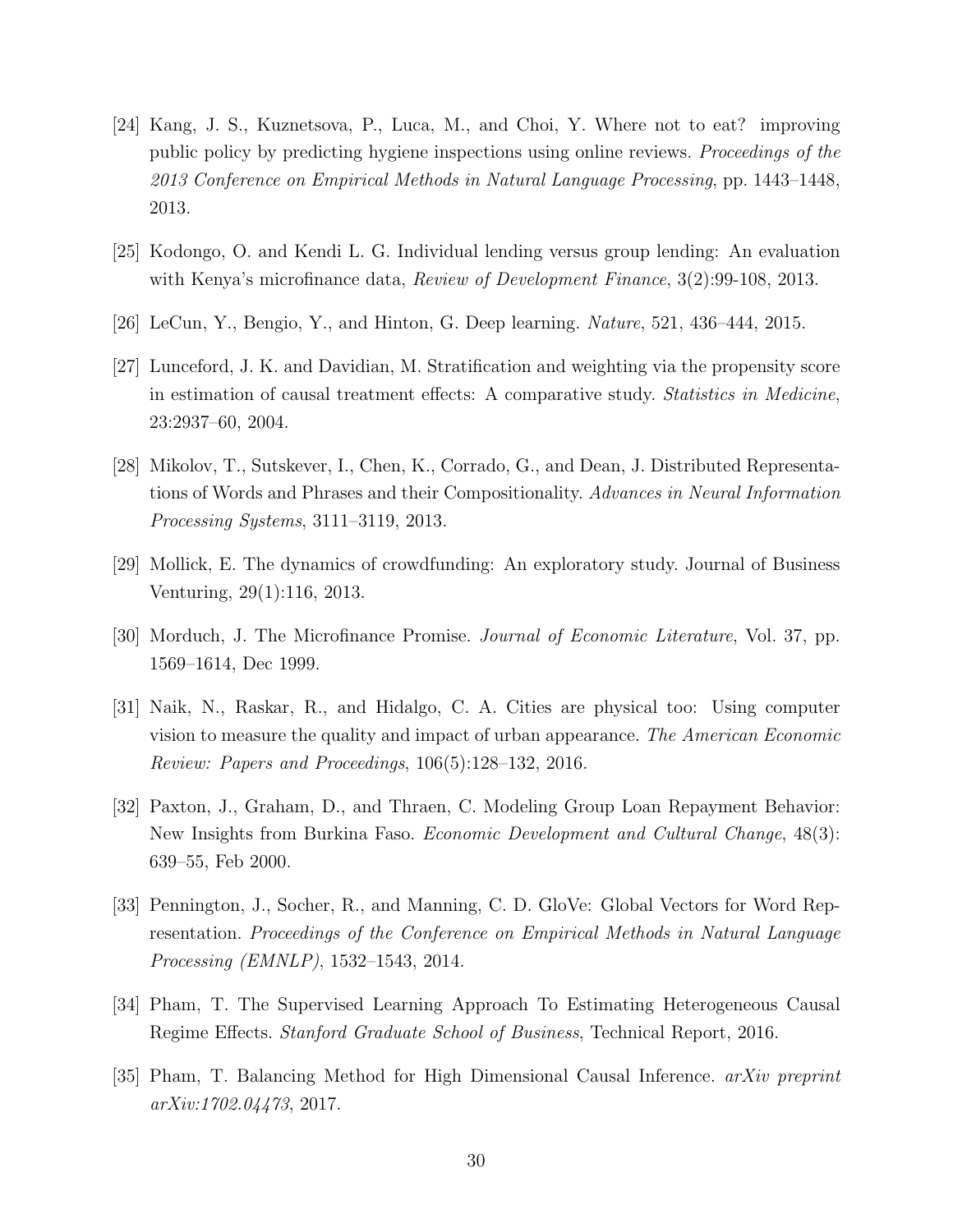[24] Kang, J. S., Kuznetsova, P., Luca, M., and Choi, Y. Where not to eat? improving public policy by predicting hygiene inspections using online reviews. *Proceedings of the 2013 Conference on Empirical Methods in Natural Language Processing*, pp. 1443–1448, 2013.

[25] Kodongo, O. and Kendi L. G. Individual lending versus group lending: An evaluation with Kenya's microfinance data, *Review of Development Finance*, 3(2):99-108, 2013.

[26] LeCun, Y., Bengio, Y., and Hinton, G. Deep learning. *Nature*, 521, 436–444, 2015.

[27] Lunceford, J. K. and Davidian, M. Stratification and weighting via the propensity score in estimation of causal treatment effects: A comparative study. *Statistics in Medicine*, 23:2937–60, 2004.

[28] Mikolov, T., Sutskever, I., Chen, K., Corrado, G., and Dean, J. Distributed Representations of Words and Phrases and their Compositionality. *Advances in Neural Information Processing Systems*, 3111–3119, 2013.

[29] Mollick, E. The dynamics of crowdfunding: An exploratory study. Journal of Business Venturing, 29(1):116, 2013.

[30] Morduch, J. The Microfinance Promise. *Journal of Economic Literature*, Vol. 37, pp. 1569–1614, Dec 1999.

[31] Naik, N., Raskar, R., and Hidalgo, C. A. Cities are physical too: Using computer vision to measure the quality and impact of urban appearance. *The American Economic Review: Papers and Proceedings*, 106(5):128–132, 2016.

[32] Paxton, J., Graham, D., and Thraen, C. Modeling Group Loan Repayment Behavior: New Insights from Burkina Faso. *Economic Development and Cultural Change*, 48(3): 639–55, Feb 2000.

[33] Pennington, J., Socher, R., and Manning, C. D. GloVe: Global Vectors for Word Representation. *Proceedings of the Conference on Empirical Methods in Natural Language Processing (EMNLP)*, 1532–1543, 2014.

[34] Pham, T. The Supervised Learning Approach To Estimating Heterogeneous Causal Regime Effects. *Stanford Graduate School of Business*, Technical Report, 2016.

[35] Pham, T. Balancing Method for High Dimensional Causal Inference. *arXiv preprint arXiv:1702.04473*, 2017.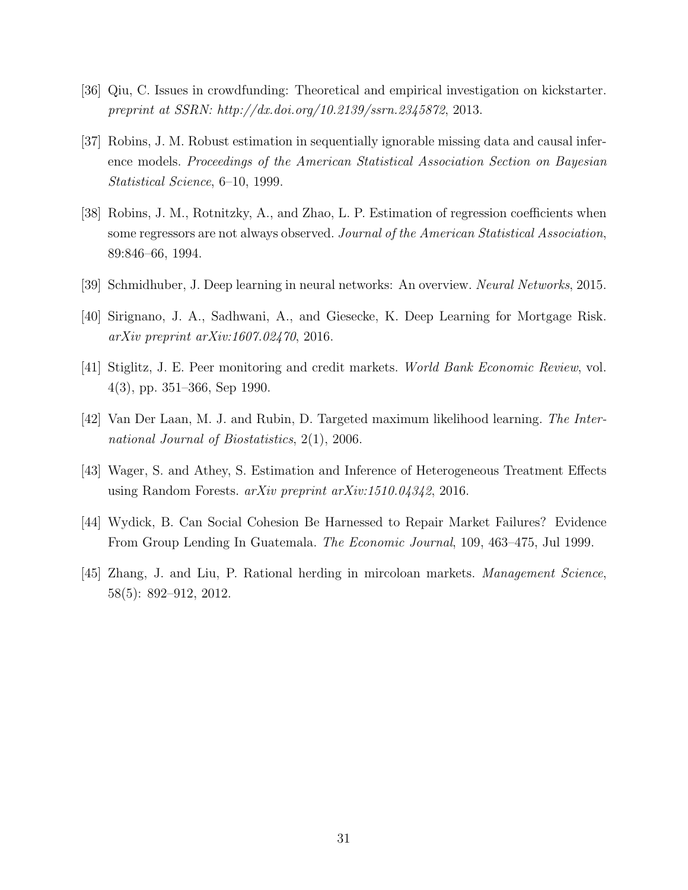[36] Qiu, C. Issues in crowdfunding: Theoretical and empirical investigation on kickstarter. *preprint at SSRN: http://dx.doi.org/10.2139/ssrn.2345872*, 2013.

[37] Robins, J. M. Robust estimation in sequentially ignorable missing data and causal inference models. *Proceedings of the American Statistical Association Section on Bayesian Statistical Science*, 6–10, 1999.

[38] Robins, J. M., Rotnitzky, A., and Zhao, L. P. Estimation of regression coefficients when some regressors are not always observed. *Journal of the American Statistical Association*, 89:846–66, 1994.

[39] Schmidhuber, J. Deep learning in neural networks: An overview. *Neural Networks*, 2015.

[40] Sirignano, J. A., Sadhwani, A., and Giesecke, K. Deep Learning for Mortgage Risk. *arXiv preprint arXiv:1607.02470*, 2016.

[41] Stiglitz, J. E. Peer monitoring and credit markets. *World Bank Economic Review*, vol. 4(3), pp. 351–366, Sep 1990.

[42] Van Der Laan, M. J. and Rubin, D. Targeted maximum likelihood learning. *The International Journal of Biostatistics*, 2(1), 2006.

[43] Wager, S. and Athey, S. Estimation and Inference of Heterogeneous Treatment Effects using Random Forests. *arXiv preprint arXiv:1510.04342*, 2016.

[44] Wydick, B. Can Social Cohesion Be Harnessed to Repair Market Failures? Evidence From Group Lending In Guatemala. *The Economic Journal*, 109, 463–475, Jul 1999.

[45] Zhang, J. and Liu, P. Rational herding in mircoloan markets. *Management Science*, 58(5): 892–912, 2012.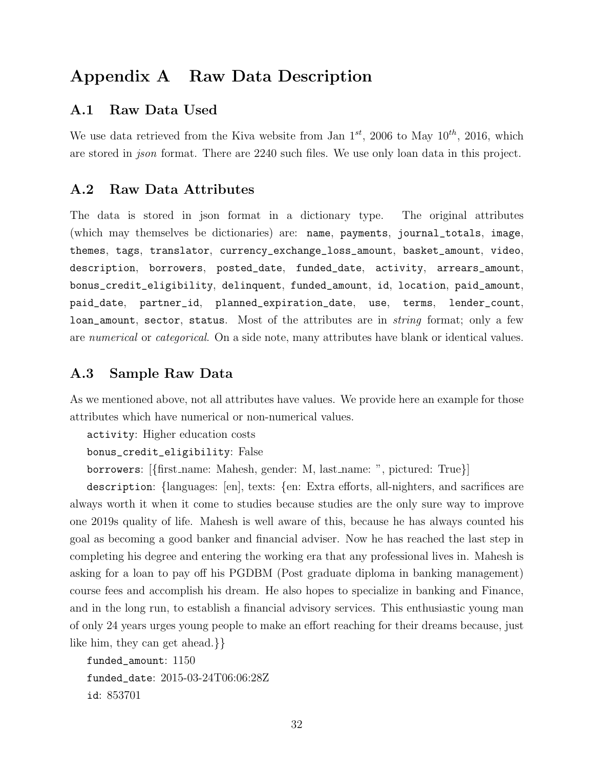# Appendix A   Raw Data Description

## A.1   Raw Data Used

We use data retrieved from the Kiva website from Jan $1^{st}$, 2006 to May $10^{th}$, 2016, which are stored in *json* format. There are 2240 such files. We use only loan data in this project.

## A.2   Raw Data Attributes

The data is stored in json format in a dictionary type. The original attributes (which may themselves be dictionaries) are: `name`, `payments`, `journal_totals`, `image`, `themes`, `tags`, `translator`, `currency_exchange_loss_amount`, `basket_amount`, `video`, `description`, `borrowers`, `posted_date`, `funded_date`, `activity`, `arrears_amount`, `bonus_credit_eligibility`, `delinquent`, `funded_amount`, `id`, `location`, `paid_amount`, `paid_date`, `partner_id`, `planned_expiration_date`, `use`, `terms`, `lender_count`, `loan_amount`, `sector`, `status`. Most of the attributes are in *string* format; only a few are *numerical* or *categorical*. On a side note, many attributes have blank or identical values.

## A.3   Sample Raw Data

As we mentioned above, not all attributes have values. We provide here an example for those attributes which have numerical or non-numerical values.

`activity`: Higher education costs

`bonus_credit_eligibility`: False

`borrowers`: [{first_name: Mahesh, gender: M, last_name: ", pictured: True}]

`description`: {languages: [en], texts: {en: Extra efforts, all-nighters, and sacrifices are always worth it when it come to studies because studies are the only sure way to improve one 2019s quality of life. Mahesh is well aware of this, because he has always counted his goal as becoming a good banker and financial adviser. Now he has reached the last step in completing his degree and entering the working era that any professional lives in. Mahesh is asking for a loan to pay off his PGDBM (Post graduate diploma in banking management) course fees and accomplish his dream. He also hopes to specialize in banking and Finance, and in the long run, to establish a financial advisory services. This enthusiastic young man of only 24 years urges young people to make an effort reaching for their dreams because, just like him, they can get ahead.}}

`funded_amount`: 1150

`funded_date`: 2015-03-24T06:06:28Z

`id`: 853701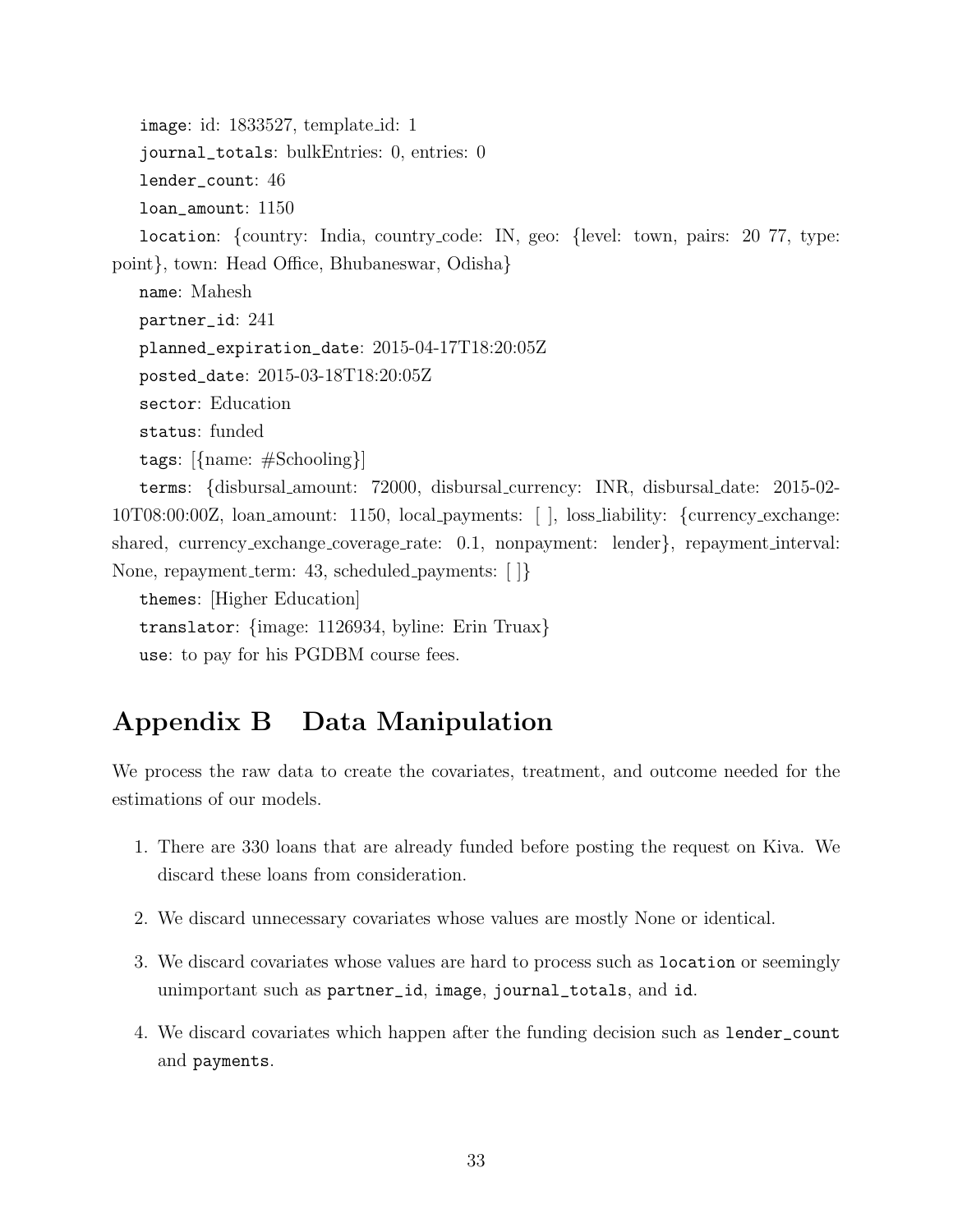`image`: id: 1833527, template_id: 1

`journal_totals`: bulkEntries: 0, entries: 0

`lender_count`: 46

`loan_amount`: 1150

`location`: {country: India, country_code: IN, geo: {level: town, pairs: 20 77, type: point}, town: Head Office, Bhubaneswar, Odisha}

`name`: Mahesh

`partner_id`: 241

`planned_expiration_date`: 2015-04-17T18:20:05Z

`posted_date`: 2015-03-18T18:20:05Z

`sector`: Education

`status`: funded

`tags`: [{name: #Schooling}]

`terms`: {disbursal_amount: 72000, disbursal_currency: INR, disbursal_date: 2015-02-10T08:00:00Z, loan_amount: 1150, local_payments: [ ], loss_liability: {currency_exchange: shared, currency_exchange_coverage_rate: 0.1, nonpayment: lender}, repayment_interval: None, repayment_term: 43, scheduled_payments: [ ]}

`themes`: [Higher Education]

`translator`: {image: 1126934, byline: Erin Truax}

`use`: to pay for his PGDBM course fees.

# Appendix B Data Manipulation

We process the raw data to create the covariates, treatment, and outcome needed for the estimations of our models.

1. There are 330 loans that are already funded before posting the request on Kiva. We discard these loans from consideration.
2. We discard unnecessary covariates whose values are mostly None or identical.
3. We discard covariates whose values are hard to process such as `location` or seemingly unimportant such as `partner_id`, `image`, `journal_totals`, and `id`.
4. We discard covariates which happen after the funding decision such as `lender_count` and `payments`.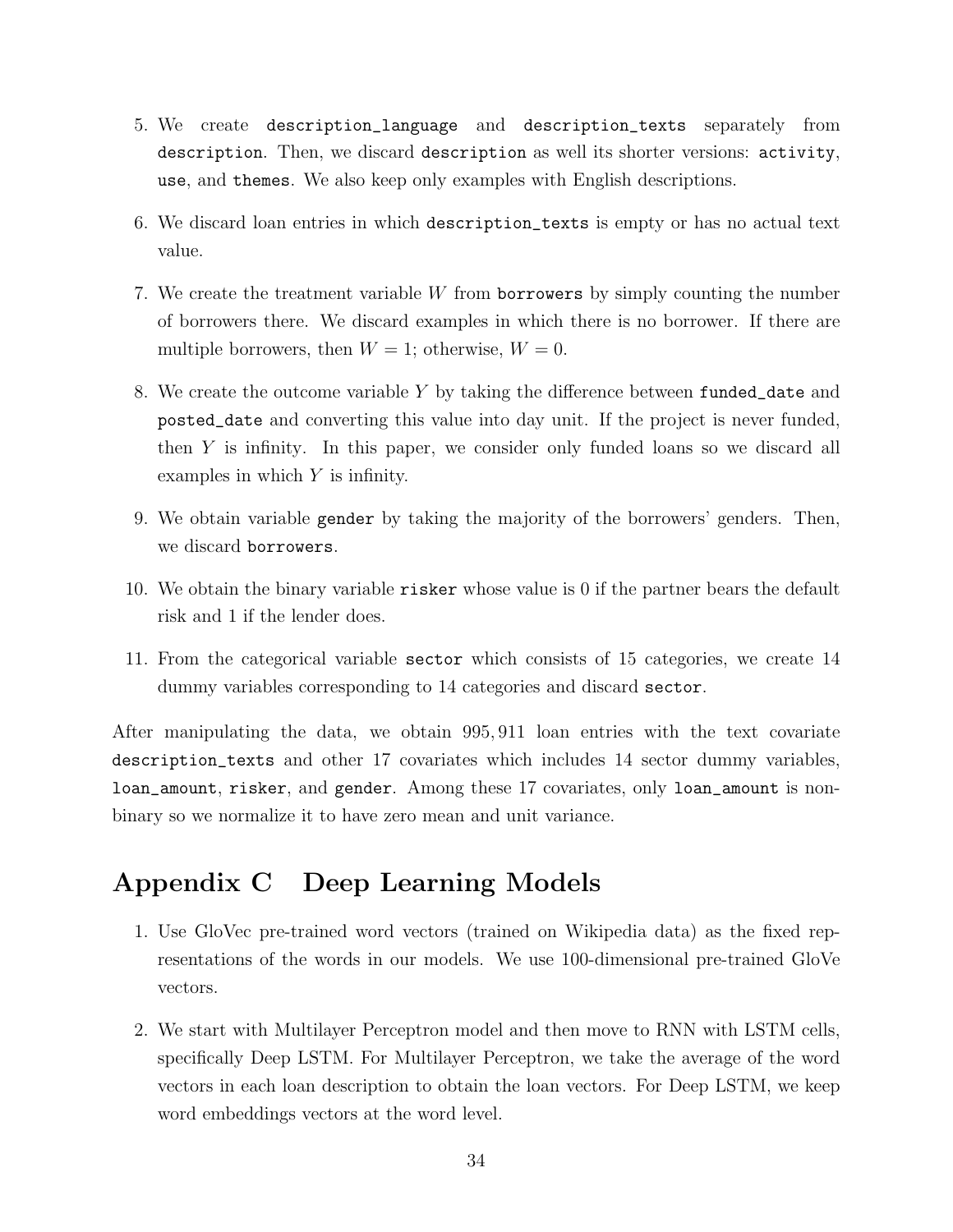5. We create `description_language` and `description_texts` separately from `description`. Then, we discard `description` as well its shorter versions: `activity`, `use`, and `themes`. We also keep only examples with English descriptions.

6. We discard loan entries in which `description_texts` is empty or has no actual text value.

7. We create the treatment variable $W$ from `borrowers` by simply counting the number of borrowers there. We discard examples in which there is no borrower. If there are multiple borrowers, then $W = 1$; otherwise, $W = 0$.

8. We create the outcome variable $Y$ by taking the difference between `funded_date` and `posted_date` and converting this value into day unit. If the project is never funded, then $Y$ is infinity. In this paper, we consider only funded loans so we discard all examples in which $Y$ is infinity.

9. We obtain variable `gender` by taking the majority of the borrowers' genders. Then, we discard `borrowers`.

10. We obtain the binary variable `risker` whose value is 0 if the partner bears the default risk and 1 if the lender does.

11. From the categorical variable `sector` which consists of 15 categories, we create 14 dummy variables corresponding to 14 categories and discard `sector`.

After manipulating the data, we obtain $995,911$ loan entries with the text covariate `description_texts` and other 17 covariates which includes 14 sector dummy variables, `loan_amount`, `risker`, and `gender`. Among these 17 covariates, only `loan_amount` is non-binary so we normalize it to have zero mean and unit variance.

# Appendix C Deep Learning Models

1. Use GloVec pre-trained word vectors (trained on Wikipedia data) as the fixed representations of the words in our models. We use 100-dimensional pre-trained GloVe vectors.

2. We start with Multilayer Perceptron model and then move to RNN with LSTM cells, specifically Deep LSTM. For Multilayer Perceptron, we take the average of the word vectors in each loan description to obtain the loan vectors. For Deep LSTM, we keep word embeddings vectors at the word level.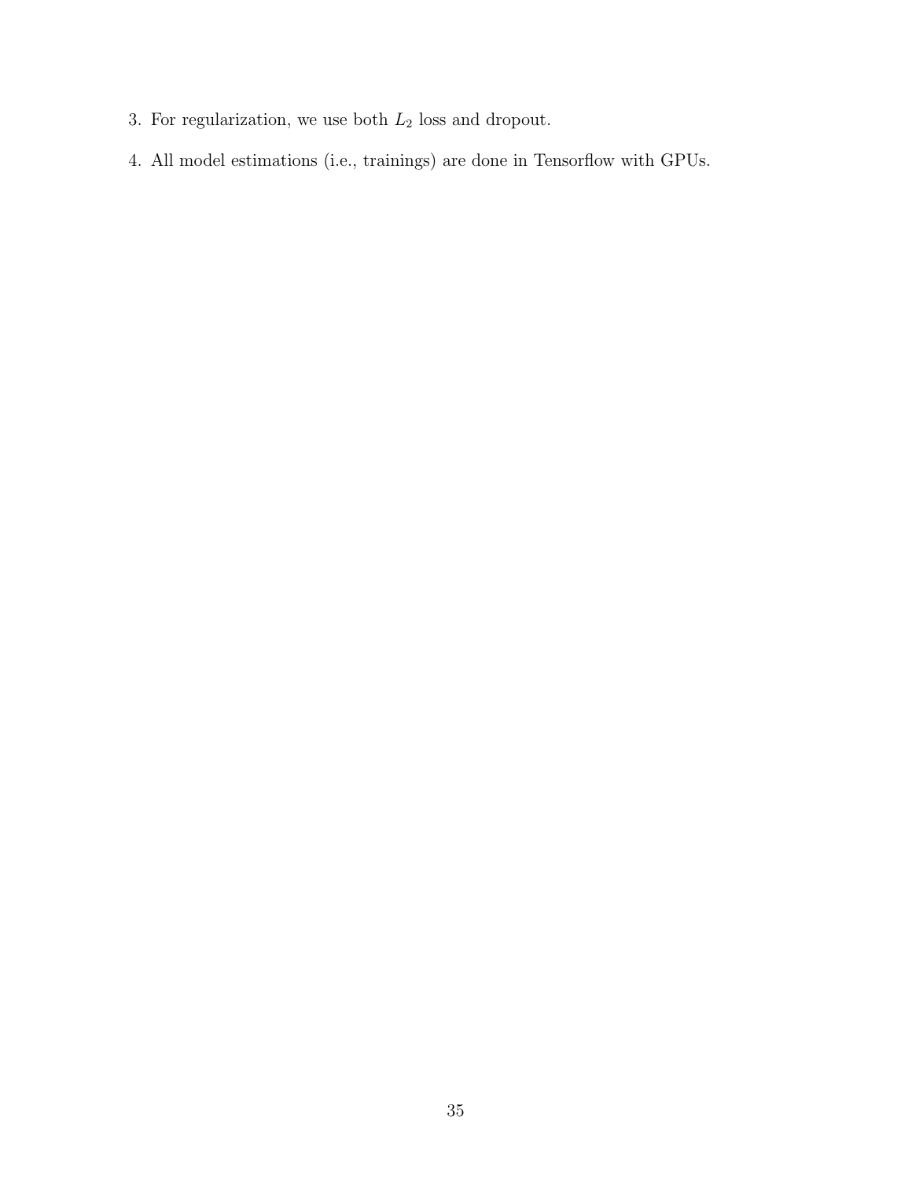3. For regularization, we use both $L_2$ loss and dropout.
4. All model estimations (i.e., trainings) are done in Tensorflow with GPUs.